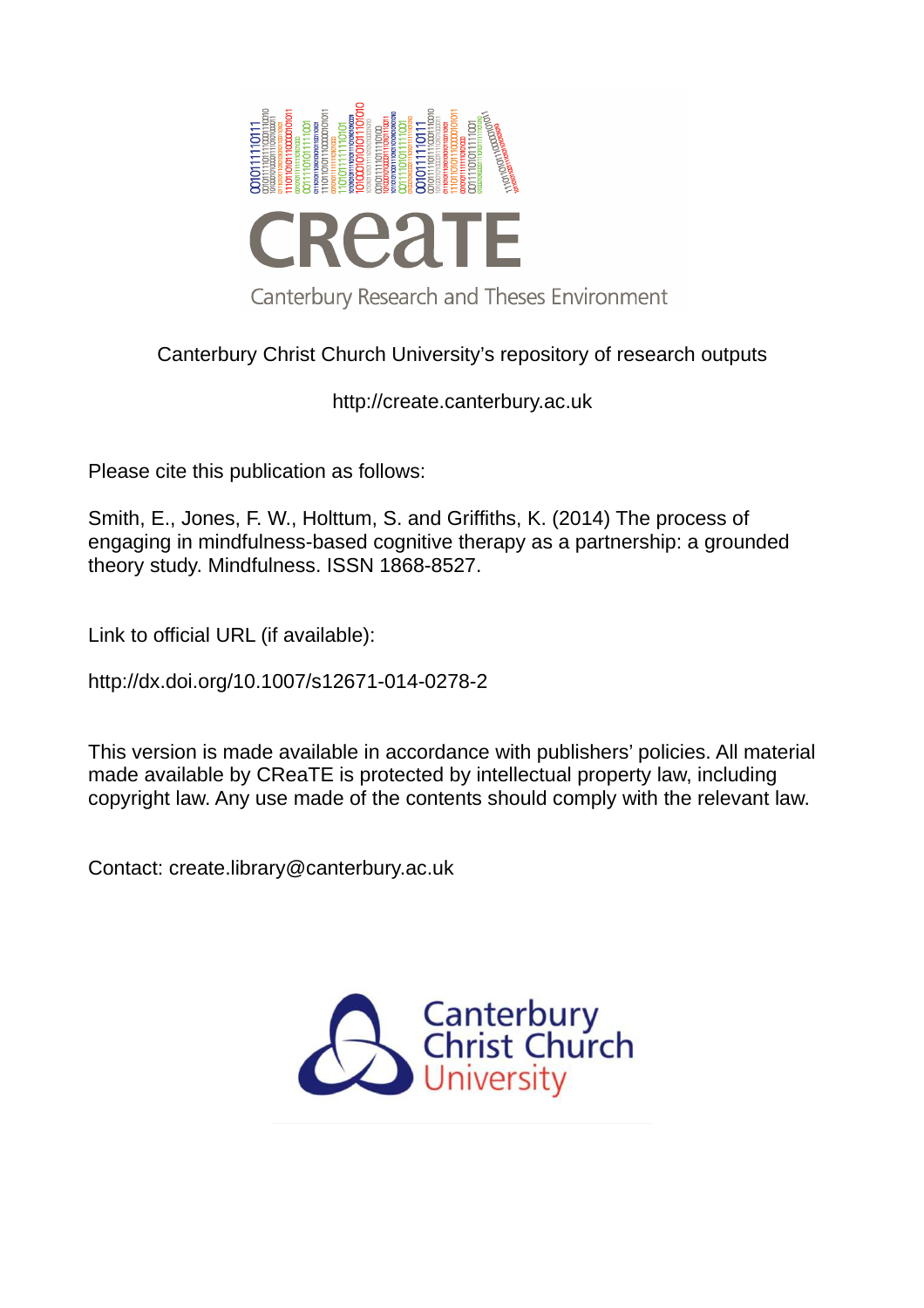CReaTE

Canterbury Research and Theses Environment

Canterbury Christ Church University's repository of research outputs

http://create.canterbury.ac.uk

Please cite this publication as follows:

Smith, E., Jones, F. W., Holttum, S. and Griffiths, K. (2014) The process of engaging in mindfulness-based cognitive therapy as a partnership: a grounded theory study. Mindfulness. ISSN 1868-8527.

Link to official URL (if available):

http://dx.doi.org/10.1007/s12671-014-0278-2

This version is made available in accordance with publishers' policies. All material made available by CReaTE is protected by intellectual property law, including copyright law. Any use made of the contents should comply with the relevant law.

Contact: create.library@canterbury.ac.uk

Canterbury Christ Church University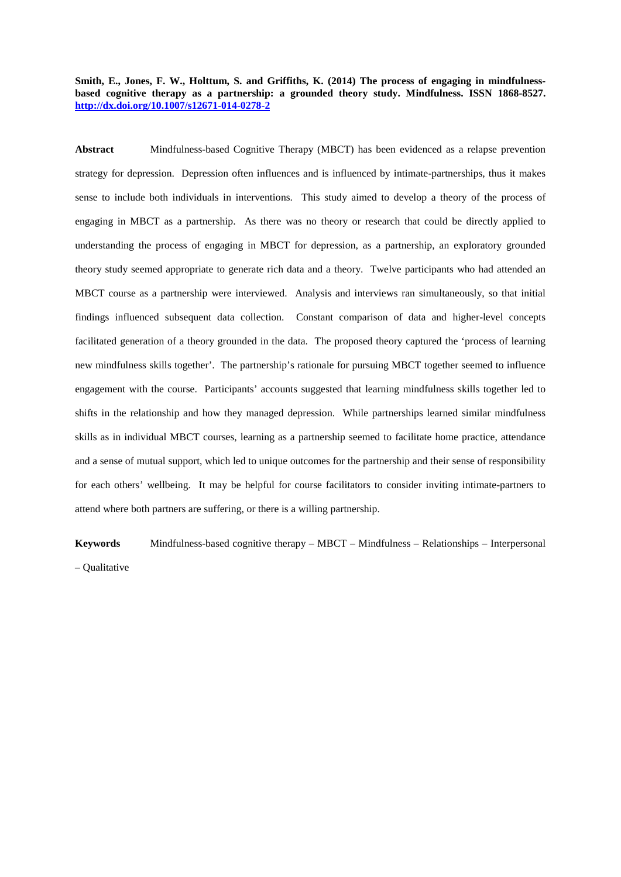**Smith, E., Jones, F. W., Holttum, S. and Griffiths, K. (2014) The process of engaging in mindfulness-based cognitive therapy as a partnership: a grounded theory study. Mindfulness. ISSN 1868-8527. http://dx.doi.org/10.1007/s12671-014-0278-2**

**Abstract** Mindfulness-based Cognitive Therapy (MBCT) has been evidenced as a relapse prevention strategy for depression. Depression often influences and is influenced by intimate-partnerships, thus it makes sense to include both individuals in interventions. This study aimed to develop a theory of the process of engaging in MBCT as a partnership. As there was no theory or research that could be directly applied to understanding the process of engaging in MBCT for depression, as a partnership, an exploratory grounded theory study seemed appropriate to generate rich data and a theory. Twelve participants who had attended an MBCT course as a partnership were interviewed. Analysis and interviews ran simultaneously, so that initial findings influenced subsequent data collection. Constant comparison of data and higher-level concepts facilitated generation of a theory grounded in the data. The proposed theory captured the 'process of learning new mindfulness skills together'. The partnership's rationale for pursuing MBCT together seemed to influence engagement with the course. Participants' accounts suggested that learning mindfulness skills together led to shifts in the relationship and how they managed depression. While partnerships learned similar mindfulness skills as in individual MBCT courses, learning as a partnership seemed to facilitate home practice, attendance and a sense of mutual support, which led to unique outcomes for the partnership and their sense of responsibility for each others' wellbeing. It may be helpful for course facilitators to consider inviting intimate-partners to attend where both partners are suffering, or there is a willing partnership.

**Keywords** Mindfulness-based cognitive therapy – MBCT – Mindfulness – Relationships – Interpersonal – Qualitative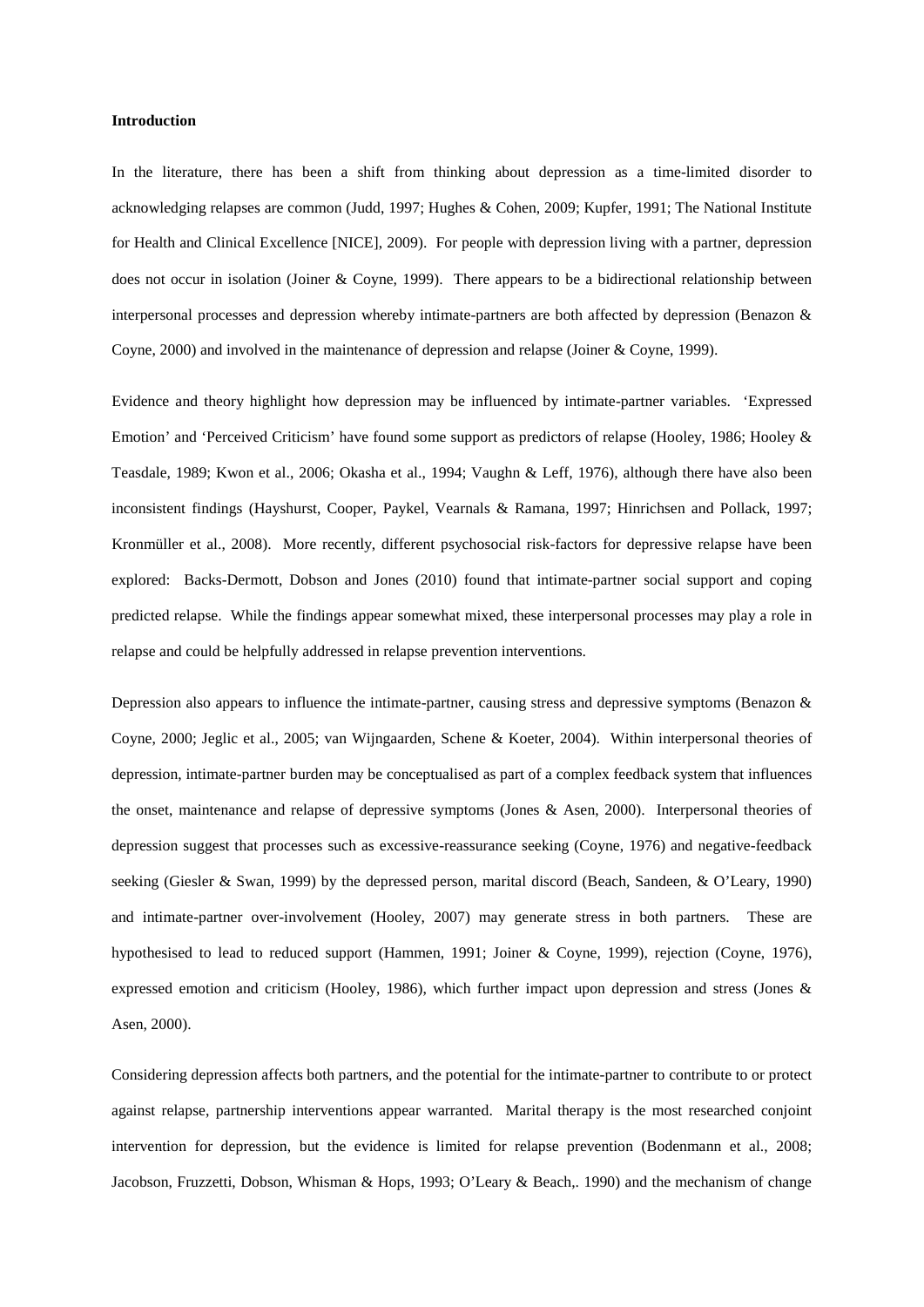**Introduction**

In the literature, there has been a shift from thinking about depression as a time-limited disorder to acknowledging relapses are common (Judd, 1997; Hughes & Cohen, 2009; Kupfer, 1991; The National Institute for Health and Clinical Excellence [NICE], 2009). For people with depression living with a partner, depression does not occur in isolation (Joiner & Coyne, 1999). There appears to be a bidirectional relationship between interpersonal processes and depression whereby intimate-partners are both affected by depression (Benazon & Coyne, 2000) and involved in the maintenance of depression and relapse (Joiner & Coyne, 1999).

Evidence and theory highlight how depression may be influenced by intimate-partner variables. 'Expressed Emotion' and 'Perceived Criticism' have found some support as predictors of relapse (Hooley, 1986; Hooley & Teasdale, 1989; Kwon et al., 2006; Okasha et al., 1994; Vaughn & Leff, 1976), although there have also been inconsistent findings (Hayshurst, Cooper, Paykel, Vearnals & Ramana, 1997; Hinrichsen and Pollack, 1997; Kronmüller et al., 2008). More recently, different psychosocial risk-factors for depressive relapse have been explored: Backs-Dermott, Dobson and Jones (2010) found that intimate-partner social support and coping predicted relapse. While the findings appear somewhat mixed, these interpersonal processes may play a role in relapse and could be helpfully addressed in relapse prevention interventions.

Depression also appears to influence the intimate-partner, causing stress and depressive symptoms (Benazon & Coyne, 2000; Jeglic et al., 2005; van Wijngaarden, Schene & Koeter, 2004). Within interpersonal theories of depression, intimate-partner burden may be conceptualised as part of a complex feedback system that influences the onset, maintenance and relapse of depressive symptoms (Jones & Asen, 2000). Interpersonal theories of depression suggest that processes such as excessive-reassurance seeking (Coyne, 1976) and negative-feedback seeking (Giesler & Swan, 1999) by the depressed person, marital discord (Beach, Sandeen, & O'Leary, 1990) and intimate-partner over-involvement (Hooley, 2007) may generate stress in both partners. These are hypothesised to lead to reduced support (Hammen, 1991; Joiner & Coyne, 1999), rejection (Coyne, 1976), expressed emotion and criticism (Hooley, 1986), which further impact upon depression and stress (Jones & Asen, 2000).

Considering depression affects both partners, and the potential for the intimate-partner to contribute to or protect against relapse, partnership interventions appear warranted. Marital therapy is the most researched conjoint intervention for depression, but the evidence is limited for relapse prevention (Bodenmann et al., 2008; Jacobson, Fruzzetti, Dobson, Whisman & Hops, 1993; O'Leary & Beach,. 1990) and the mechanism of change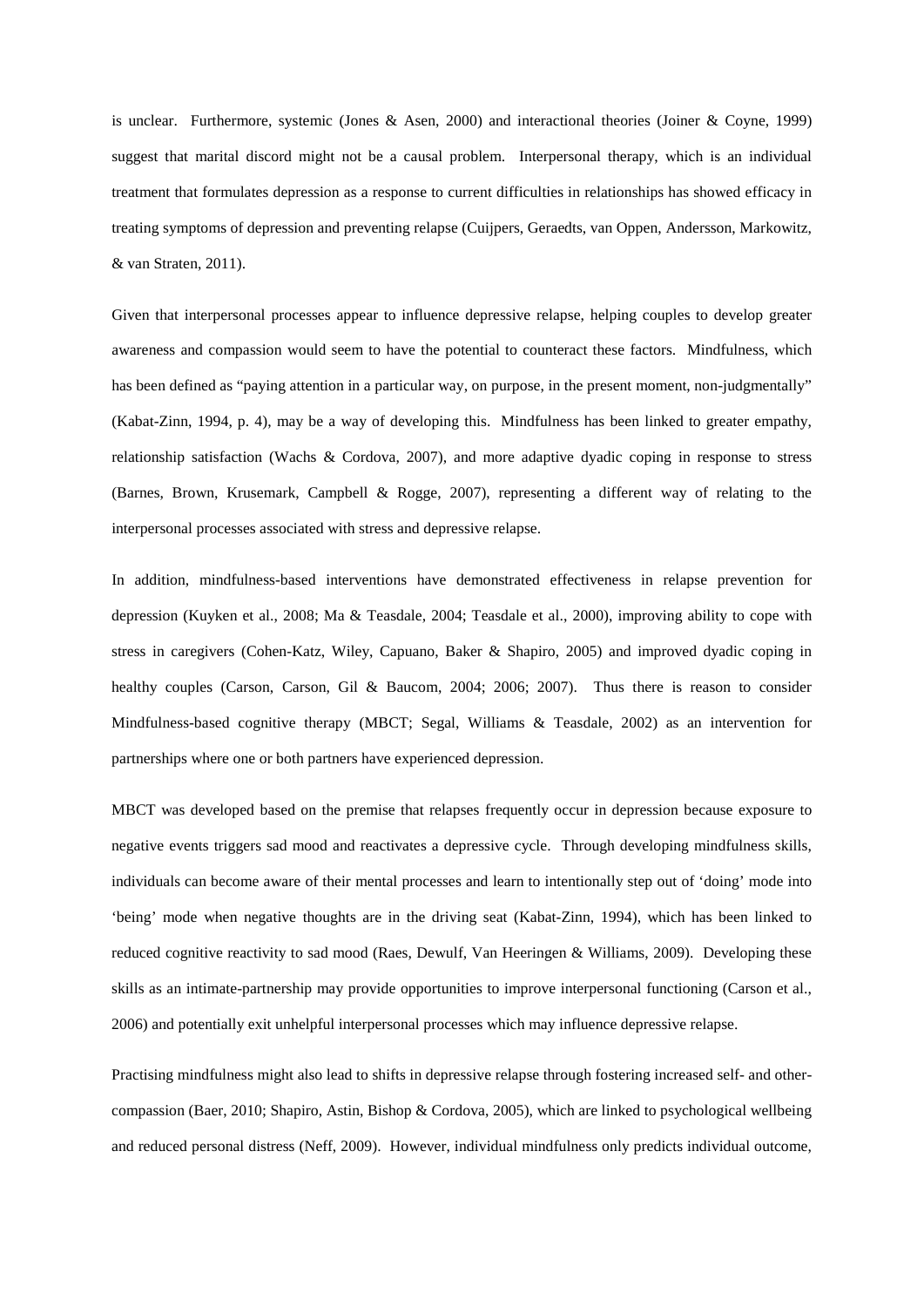is unclear. Furthermore, systemic (Jones & Asen, 2000) and interactional theories (Joiner & Coyne, 1999) suggest that marital discord might not be a causal problem. Interpersonal therapy, which is an individual treatment that formulates depression as a response to current difficulties in relationships has showed efficacy in treating symptoms of depression and preventing relapse (Cuijpers, Geraedts, van Oppen, Andersson, Markowitz, & van Straten, 2011).

Given that interpersonal processes appear to influence depressive relapse, helping couples to develop greater awareness and compassion would seem to have the potential to counteract these factors. Mindfulness, which has been defined as "paying attention in a particular way, on purpose, in the present moment, non-judgmentally" (Kabat-Zinn, 1994, p. 4), may be a way of developing this. Mindfulness has been linked to greater empathy, relationship satisfaction (Wachs & Cordova, 2007), and more adaptive dyadic coping in response to stress (Barnes, Brown, Krusemark, Campbell & Rogge, 2007), representing a different way of relating to the interpersonal processes associated with stress and depressive relapse.

In addition, mindfulness-based interventions have demonstrated effectiveness in relapse prevention for depression (Kuyken et al., 2008; Ma & Teasdale, 2004; Teasdale et al., 2000), improving ability to cope with stress in caregivers (Cohen-Katz, Wiley, Capuano, Baker & Shapiro, 2005) and improved dyadic coping in healthy couples (Carson, Carson, Gil & Baucom, 2004; 2006; 2007). Thus there is reason to consider Mindfulness-based cognitive therapy (MBCT; Segal, Williams & Teasdale, 2002) as an intervention for partnerships where one or both partners have experienced depression.

MBCT was developed based on the premise that relapses frequently occur in depression because exposure to negative events triggers sad mood and reactivates a depressive cycle. Through developing mindfulness skills, individuals can become aware of their mental processes and learn to intentionally step out of 'doing' mode into 'being' mode when negative thoughts are in the driving seat (Kabat-Zinn, 1994), which has been linked to reduced cognitive reactivity to sad mood (Raes, Dewulf, Van Heeringen & Williams, 2009). Developing these skills as an intimate-partnership may provide opportunities to improve interpersonal functioning (Carson et al., 2006) and potentially exit unhelpful interpersonal processes which may influence depressive relapse.

Practising mindfulness might also lead to shifts in depressive relapse through fostering increased self- and other-compassion (Baer, 2010; Shapiro, Astin, Bishop & Cordova, 2005), which are linked to psychological wellbeing and reduced personal distress (Neff, 2009). However, individual mindfulness only predicts individual outcome,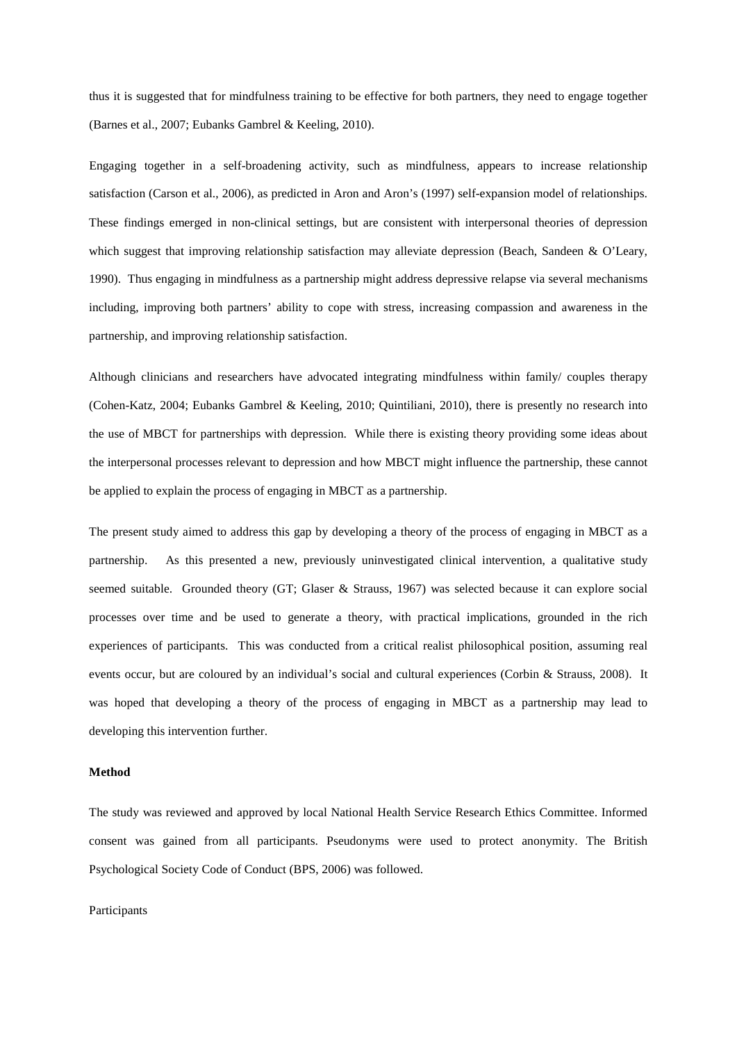thus it is suggested that for mindfulness training to be effective for both partners, they need to engage together (Barnes et al., 2007; Eubanks Gambrel & Keeling, 2010).

Engaging together in a self-broadening activity, such as mindfulness, appears to increase relationship satisfaction (Carson et al., 2006), as predicted in Aron and Aron's (1997) self-expansion model of relationships. These findings emerged in non-clinical settings, but are consistent with interpersonal theories of depression which suggest that improving relationship satisfaction may alleviate depression (Beach, Sandeen & O'Leary, 1990). Thus engaging in mindfulness as a partnership might address depressive relapse via several mechanisms including, improving both partners' ability to cope with stress, increasing compassion and awareness in the partnership, and improving relationship satisfaction.

Although clinicians and researchers have advocated integrating mindfulness within family/ couples therapy (Cohen-Katz, 2004; Eubanks Gambrel & Keeling, 2010; Quintiliani, 2010), there is presently no research into the use of MBCT for partnerships with depression. While there is existing theory providing some ideas about the interpersonal processes relevant to depression and how MBCT might influence the partnership, these cannot be applied to explain the process of engaging in MBCT as a partnership.

The present study aimed to address this gap by developing a theory of the process of engaging in MBCT as a partnership. As this presented a new, previously uninvestigated clinical intervention, a qualitative study seemed suitable. Grounded theory (GT; Glaser & Strauss, 1967) was selected because it can explore social processes over time and be used to generate a theory, with practical implications, grounded in the rich experiences of participants. This was conducted from a critical realist philosophical position, assuming real events occur, but are coloured by an individual's social and cultural experiences (Corbin & Strauss, 2008). It was hoped that developing a theory of the process of engaging in MBCT as a partnership may lead to developing this intervention further.

**Method**

The study was reviewed and approved by local National Health Service Research Ethics Committee. Informed consent was gained from all participants. Pseudonyms were used to protect anonymity. The British Psychological Society Code of Conduct (BPS, 2006) was followed.

Participants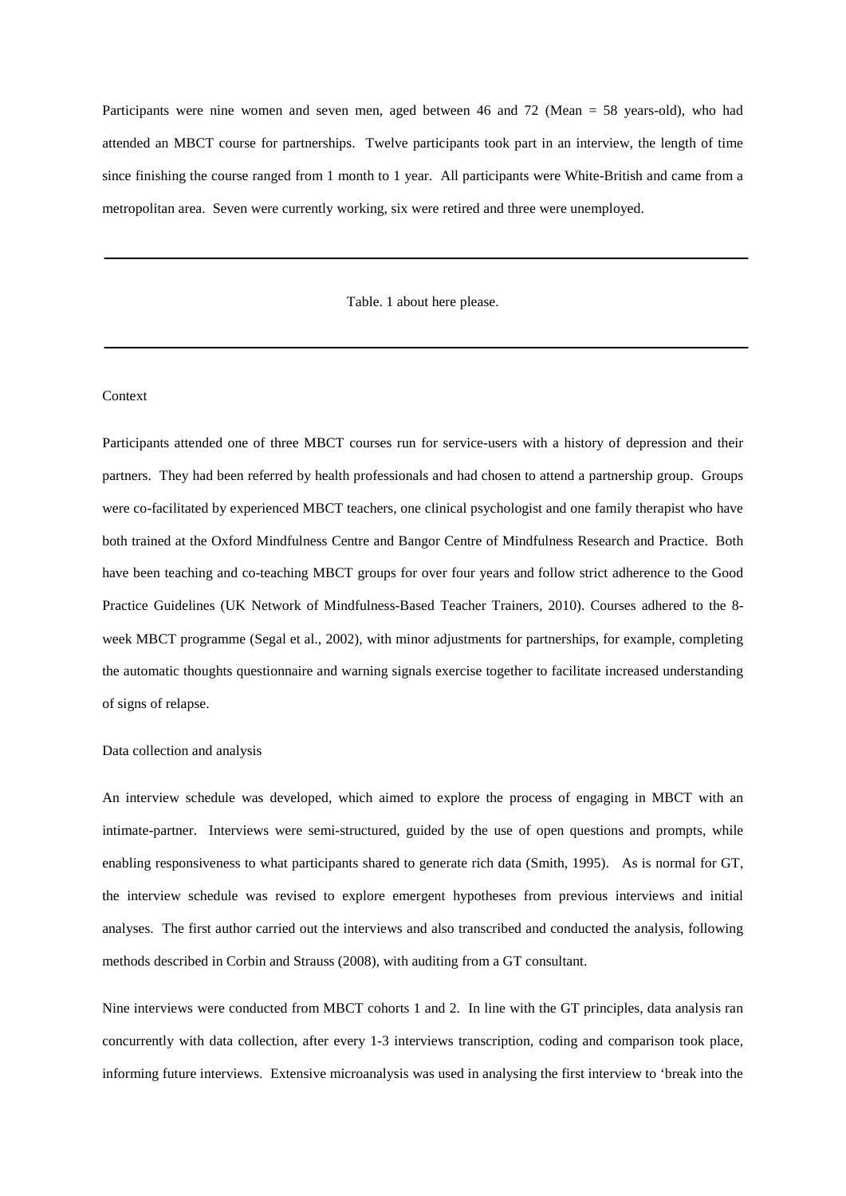Participants were nine women and seven men, aged between 46 and 72 (Mean = 58 years-old), who had attended an MBCT course for partnerships. Twelve participants took part in an interview, the length of time since finishing the course ranged from 1 month to 1 year. All participants were White-British and came from a metropolitan area. Seven were currently working, six were retired and three were unemployed.

---

Table. 1 about here please.

---

### Context

Participants attended one of three MBCT courses run for service-users with a history of depression and their partners. They had been referred by health professionals and had chosen to attend a partnership group. Groups were co-facilitated by experienced MBCT teachers, one clinical psychologist and one family therapist who have both trained at the Oxford Mindfulness Centre and Bangor Centre of Mindfulness Research and Practice. Both have been teaching and co-teaching MBCT groups for over four years and follow strict adherence to the Good Practice Guidelines (UK Network of Mindfulness-Based Teacher Trainers, 2010). Courses adhered to the 8-week MBCT programme (Segal et al., 2002), with minor adjustments for partnerships, for example, completing the automatic thoughts questionnaire and warning signals exercise together to facilitate increased understanding of signs of relapse.

### Data collection and analysis

An interview schedule was developed, which aimed to explore the process of engaging in MBCT with an intimate-partner. Interviews were semi-structured, guided by the use of open questions and prompts, while enabling responsiveness to what participants shared to generate rich data (Smith, 1995). As is normal for GT, the interview schedule was revised to explore emergent hypotheses from previous interviews and initial analyses. The first author carried out the interviews and also transcribed and conducted the analysis, following methods described in Corbin and Strauss (2008), with auditing from a GT consultant.

Nine interviews were conducted from MBCT cohorts 1 and 2. In line with the GT principles, data analysis ran concurrently with data collection, after every 1-3 interviews transcription, coding and comparison took place, informing future interviews. Extensive microanalysis was used in analysing the first interview to 'break into the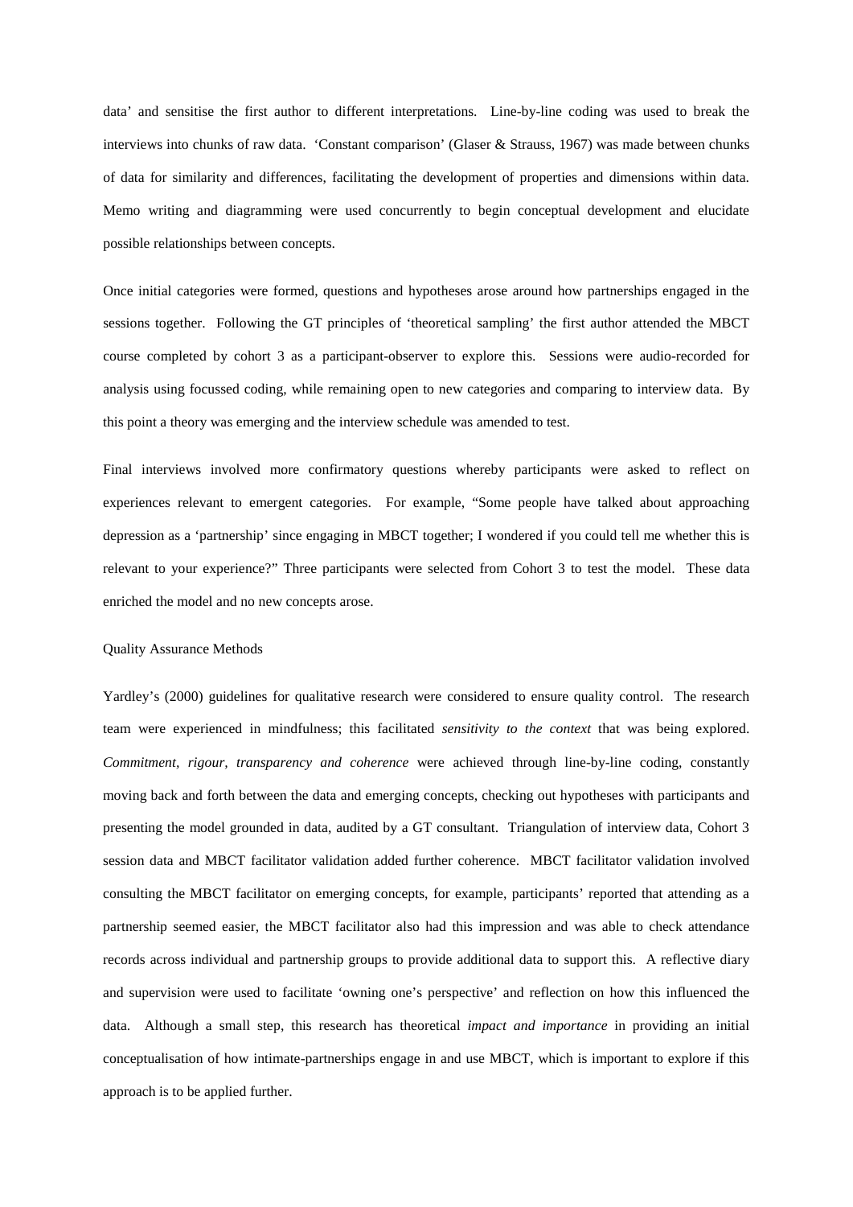data' and sensitise the first author to different interpretations. Line-by-line coding was used to break the interviews into chunks of raw data. 'Constant comparison' (Glaser & Strauss, 1967) was made between chunks of data for similarity and differences, facilitating the development of properties and dimensions within data. Memo writing and diagramming were used concurrently to begin conceptual development and elucidate possible relationships between concepts.

Once initial categories were formed, questions and hypotheses arose around how partnerships engaged in the sessions together. Following the GT principles of 'theoretical sampling' the first author attended the MBCT course completed by cohort 3 as a participant-observer to explore this. Sessions were audio-recorded for analysis using focussed coding, while remaining open to new categories and comparing to interview data. By this point a theory was emerging and the interview schedule was amended to test.

Final interviews involved more confirmatory questions whereby participants were asked to reflect on experiences relevant to emergent categories. For example, "Some people have talked about approaching depression as a 'partnership' since engaging in MBCT together; I wondered if you could tell me whether this is relevant to your experience?" Three participants were selected from Cohort 3 to test the model. These data enriched the model and no new concepts arose.

## Quality Assurance Methods

Yardley's (2000) guidelines for qualitative research were considered to ensure quality control. The research team were experienced in mindfulness; this facilitated *sensitivity to the context* that was being explored. *Commitment, rigour, transparency and coherence* were achieved through line-by-line coding, constantly moving back and forth between the data and emerging concepts, checking out hypotheses with participants and presenting the model grounded in data, audited by a GT consultant. Triangulation of interview data, Cohort 3 session data and MBCT facilitator validation added further coherence. MBCT facilitator validation involved consulting the MBCT facilitator on emerging concepts, for example, participants' reported that attending as a partnership seemed easier, the MBCT facilitator also had this impression and was able to check attendance records across individual and partnership groups to provide additional data to support this. A reflective diary and supervision were used to facilitate 'owning one's perspective' and reflection on how this influenced the data. Although a small step, this research has theoretical *impact and importance* in providing an initial conceptualisation of how intimate-partnerships engage in and use MBCT, which is important to explore if this approach is to be applied further.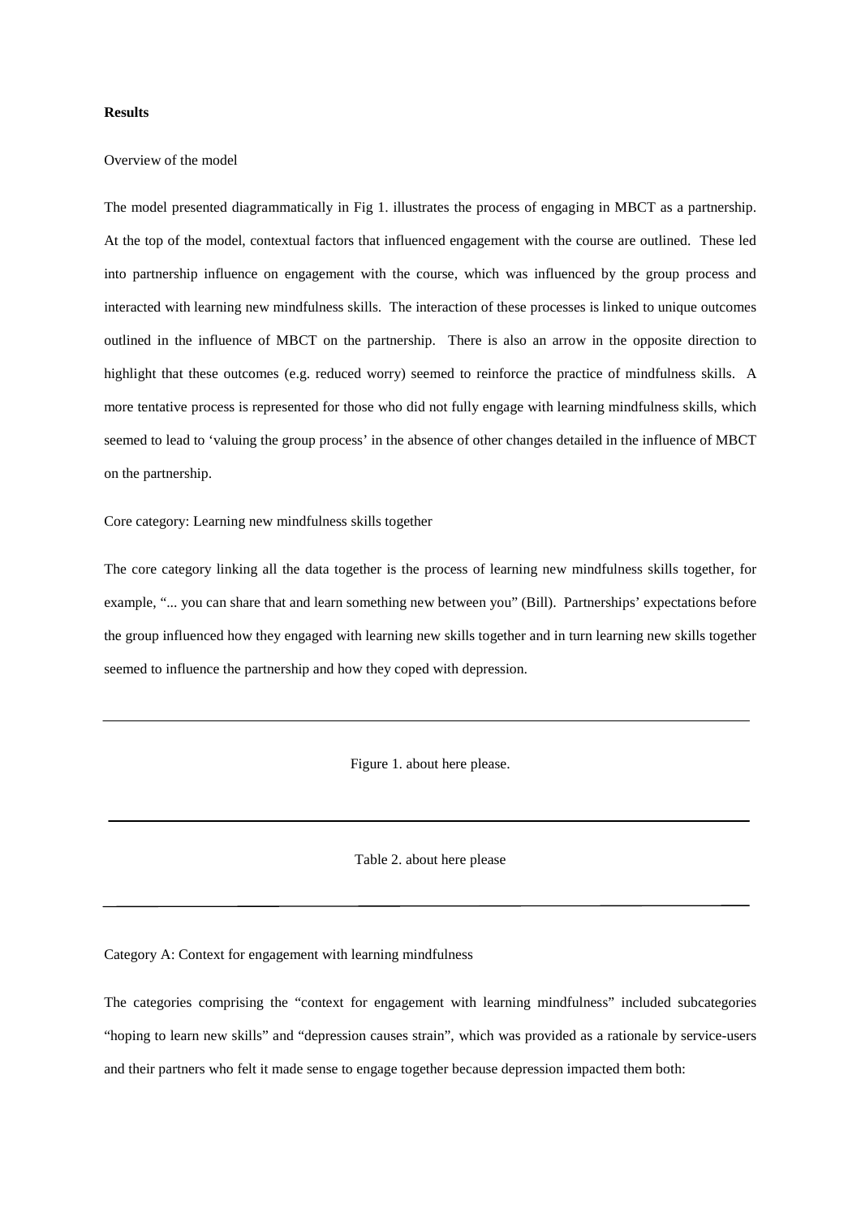**Results**

Overview of the model

The model presented diagrammatically in Fig 1. illustrates the process of engaging in MBCT as a partnership. At the top of the model, contextual factors that influenced engagement with the course are outlined. These led into partnership influence on engagement with the course, which was influenced by the group process and interacted with learning new mindfulness skills. The interaction of these processes is linked to unique outcomes outlined in the influence of MBCT on the partnership. There is also an arrow in the opposite direction to highlight that these outcomes (e.g. reduced worry) seemed to reinforce the practice of mindfulness skills. A more tentative process is represented for those who did not fully engage with learning mindfulness skills, which seemed to lead to 'valuing the group process' in the absence of other changes detailed in the influence of MBCT on the partnership.

Core category: Learning new mindfulness skills together

The core category linking all the data together is the process of learning new mindfulness skills together, for example, "... you can share that and learn something new between you" (Bill). Partnerships' expectations before the group influenced how they engaged with learning new skills together and in turn learning new skills together seemed to influence the partnership and how they coped with depression.

---

Figure 1. about here please.

---

Table 2. about here please

---

Category A: Context for engagement with learning mindfulness

The categories comprising the "context for engagement with learning mindfulness" included subcategories "hoping to learn new skills" and "depression causes strain", which was provided as a rationale by service-users and their partners who felt it made sense to engage together because depression impacted them both: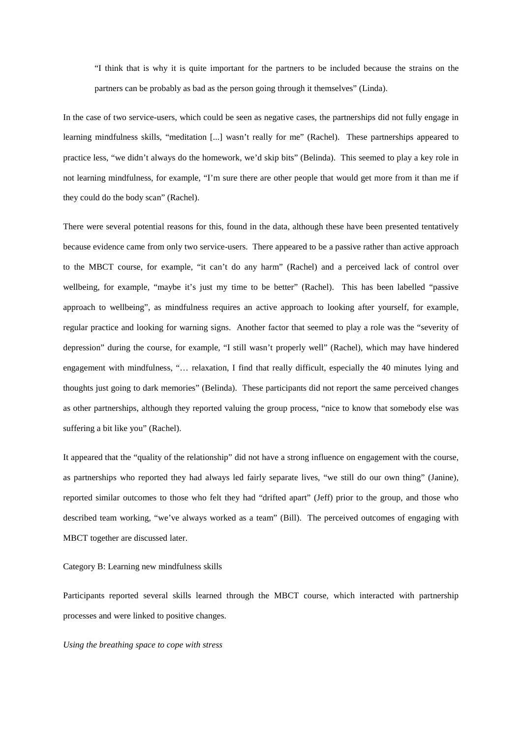"I think that is why it is quite important for the partners to be included because the strains on the partners can be probably as bad as the person going through it themselves" (Linda).

In the case of two service-users, which could be seen as negative cases, the partnerships did not fully engage in learning mindfulness skills, "meditation [...] wasn't really for me" (Rachel). These partnerships appeared to practice less, "we didn't always do the homework, we'd skip bits" (Belinda). This seemed to play a key role in not learning mindfulness, for example, "I'm sure there are other people that would get more from it than me if they could do the body scan" (Rachel).

There were several potential reasons for this, found in the data, although these have been presented tentatively because evidence came from only two service-users. There appeared to be a passive rather than active approach to the MBCT course, for example, "it can't do any harm" (Rachel) and a perceived lack of control over wellbeing, for example, "maybe it's just my time to be better" (Rachel). This has been labelled "passive approach to wellbeing", as mindfulness requires an active approach to looking after yourself, for example, regular practice and looking for warning signs. Another factor that seemed to play a role was the "severity of depression" during the course, for example, "I still wasn't properly well" (Rachel), which may have hindered engagement with mindfulness, "… relaxation, I find that really difficult, especially the 40 minutes lying and thoughts just going to dark memories" (Belinda). These participants did not report the same perceived changes as other partnerships, although they reported valuing the group process, "nice to know that somebody else was suffering a bit like you" (Rachel).

It appeared that the "quality of the relationship" did not have a strong influence on engagement with the course, as partnerships who reported they had always led fairly separate lives, "we still do our own thing" (Janine), reported similar outcomes to those who felt they had "drifted apart" (Jeff) prior to the group, and those who described team working, "we've always worked as a team" (Bill). The perceived outcomes of engaging with MBCT together are discussed later.

Category B: Learning new mindfulness skills

Participants reported several skills learned through the MBCT course, which interacted with partnership processes and were linked to positive changes.

*Using the breathing space to cope with stress*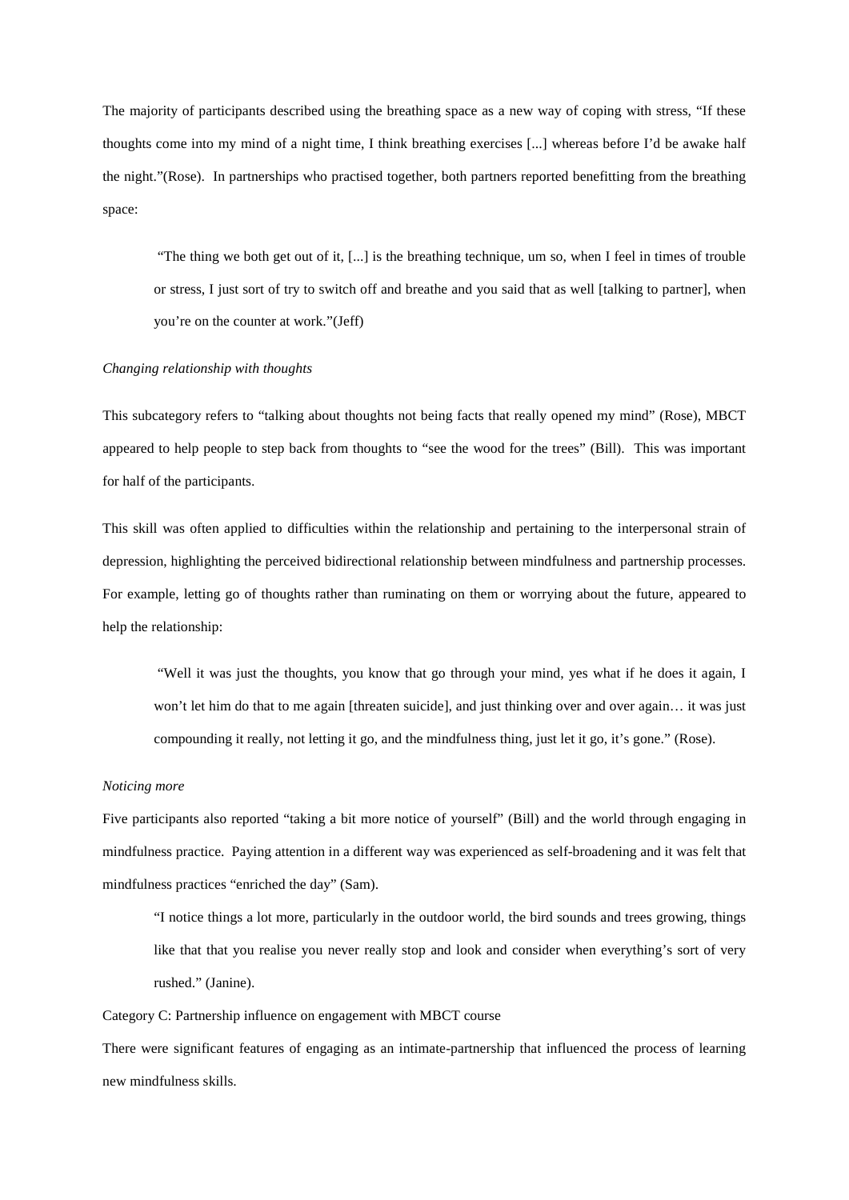The majority of participants described using the breathing space as a new way of coping with stress, "If these thoughts come into my mind of a night time, I think breathing exercises [...] whereas before I'd be awake half the night."(Rose). In partnerships who practised together, both partners reported benefitting from the breathing space:

> "The thing we both get out of it, [...] is the breathing technique, um so, when I feel in times of trouble or stress, I just sort of try to switch off and breathe and you said that as well [talking to partner], when you're on the counter at work."(Jeff)

*Changing relationship with thoughts*

This subcategory refers to "talking about thoughts not being facts that really opened my mind" (Rose), MBCT appeared to help people to step back from thoughts to "see the wood for the trees" (Bill). This was important for half of the participants.

This skill was often applied to difficulties within the relationship and pertaining to the interpersonal strain of depression, highlighting the perceived bidirectional relationship between mindfulness and partnership processes. For example, letting go of thoughts rather than ruminating on them or worrying about the future, appeared to help the relationship:

> "Well it was just the thoughts, you know that go through your mind, yes what if he does it again, I won't let him do that to me again [threaten suicide], and just thinking over and over again… it was just compounding it really, not letting it go, and the mindfulness thing, just let it go, it's gone." (Rose).

*Noticing more*

Five participants also reported "taking a bit more notice of yourself" (Bill) and the world through engaging in mindfulness practice. Paying attention in a different way was experienced as self-broadening and it was felt that mindfulness practices "enriched the day" (Sam).

> "I notice things a lot more, particularly in the outdoor world, the bird sounds and trees growing, things like that that you realise you never really stop and look and consider when everything's sort of very rushed." (Janine).

Category C: Partnership influence on engagement with MBCT course

There were significant features of engaging as an intimate-partnership that influenced the process of learning new mindfulness skills.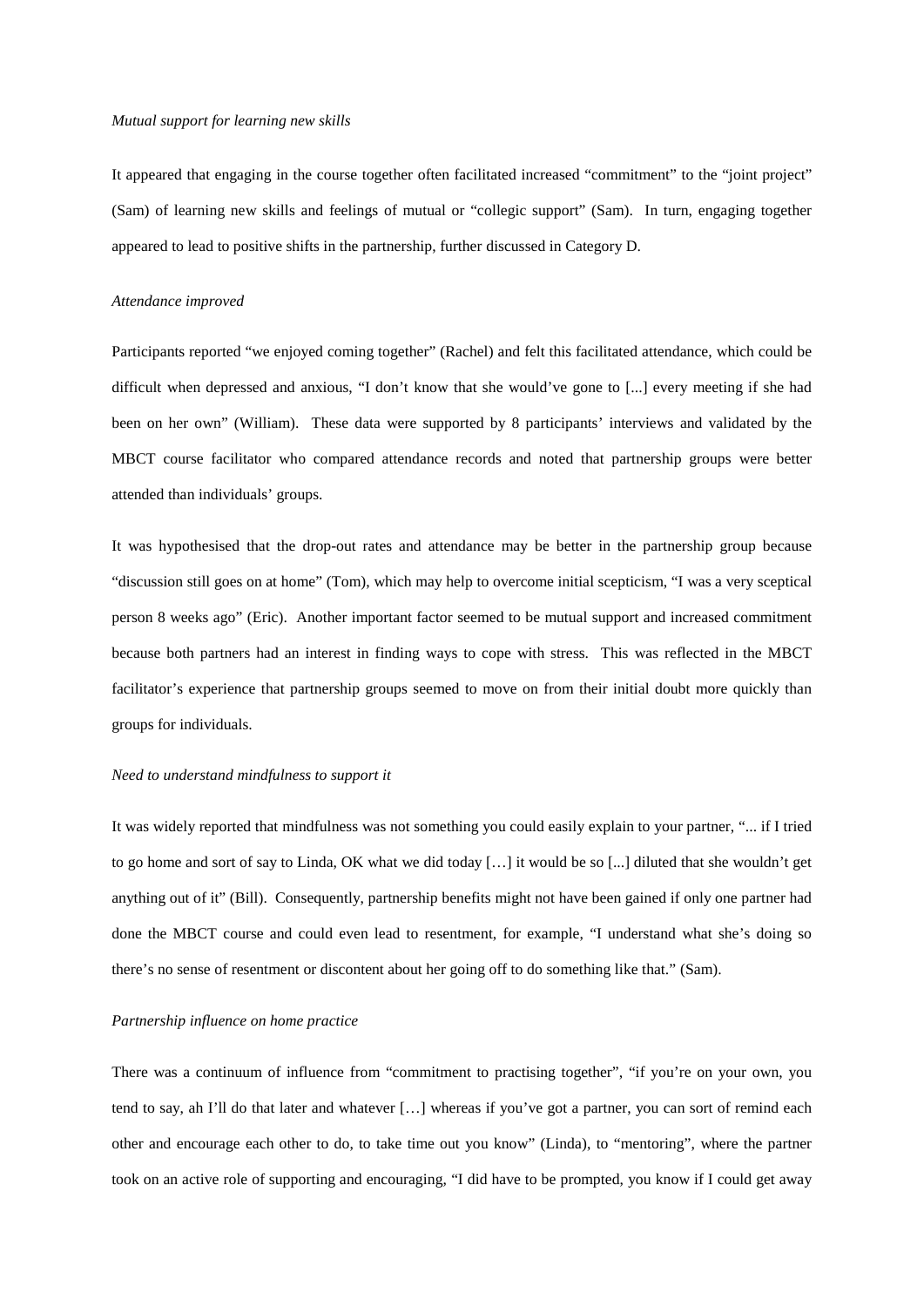*Mutual support for learning new skills*

It appeared that engaging in the course together often facilitated increased "commitment" to the "joint project" (Sam) of learning new skills and feelings of mutual or "collegic support" (Sam). In turn, engaging together appeared to lead to positive shifts in the partnership, further discussed in Category D.

*Attendance improved*

Participants reported "we enjoyed coming together" (Rachel) and felt this facilitated attendance, which could be difficult when depressed and anxious, "I don't know that she would've gone to [...] every meeting if she had been on her own" (William). These data were supported by 8 participants' interviews and validated by the MBCT course facilitator who compared attendance records and noted that partnership groups were better attended than individuals' groups.

It was hypothesised that the drop-out rates and attendance may be better in the partnership group because "discussion still goes on at home" (Tom), which may help to overcome initial scepticism, "I was a very sceptical person 8 weeks ago" (Eric). Another important factor seemed to be mutual support and increased commitment because both partners had an interest in finding ways to cope with stress. This was reflected in the MBCT facilitator's experience that partnership groups seemed to move on from their initial doubt more quickly than groups for individuals.

*Need to understand mindfulness to support it*

It was widely reported that mindfulness was not something you could easily explain to your partner, "... if I tried to go home and sort of say to Linda, OK what we did today […] it would be so [...] diluted that she wouldn't get anything out of it" (Bill). Consequently, partnership benefits might not have been gained if only one partner had done the MBCT course and could even lead to resentment, for example, "I understand what she's doing so there's no sense of resentment or discontent about her going off to do something like that." (Sam).

*Partnership influence on home practice*

There was a continuum of influence from "commitment to practising together", "if you're on your own, you tend to say, ah I'll do that later and whatever […] whereas if you've got a partner, you can sort of remind each other and encourage each other to do, to take time out you know" (Linda), to "mentoring", where the partner took on an active role of supporting and encouraging, "I did have to be prompted, you know if I could get away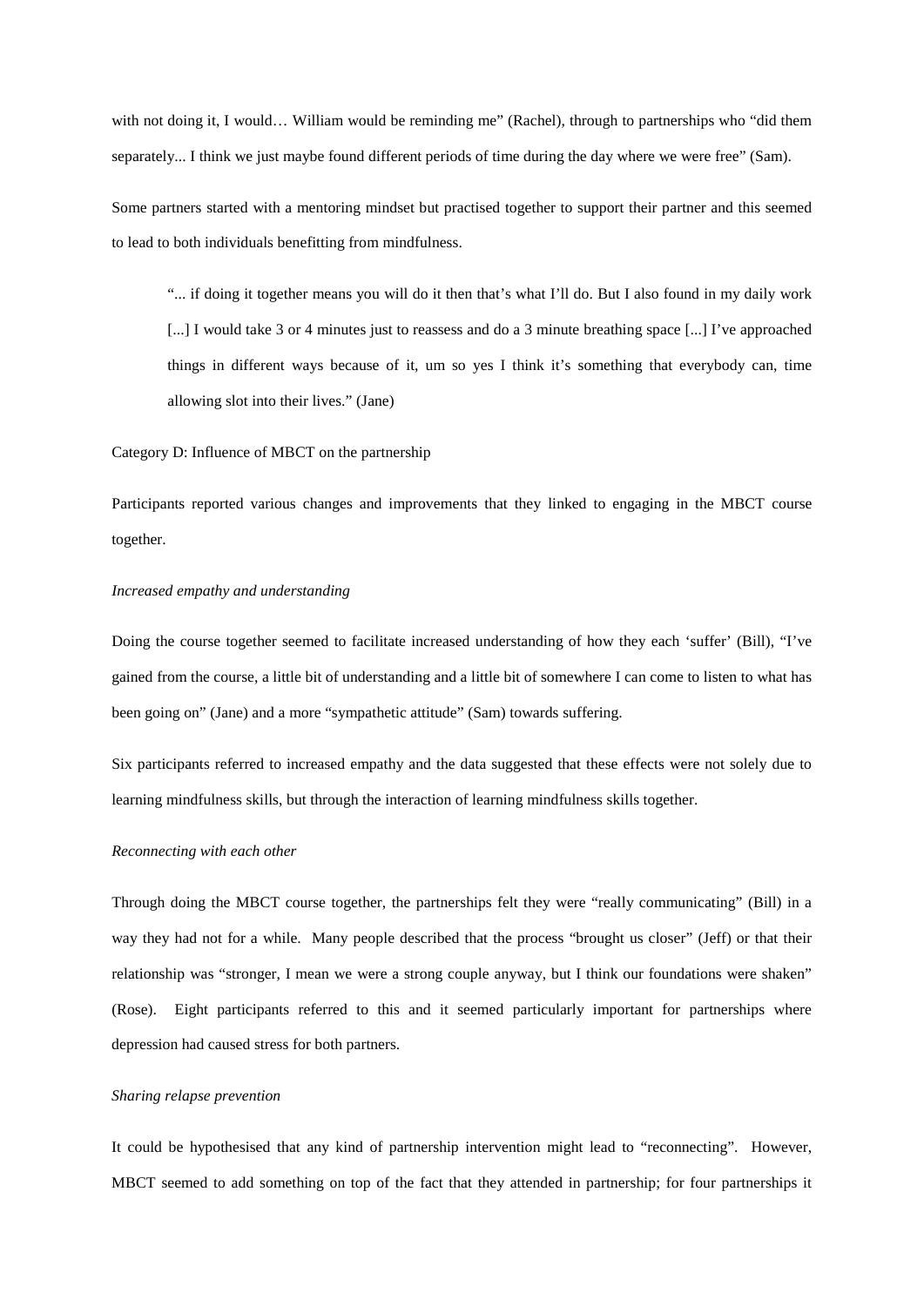with not doing it, I would… William would be reminding me" (Rachel), through to partnerships who "did them separately... I think we just maybe found different periods of time during the day where we were free" (Sam).

Some partners started with a mentoring mindset but practised together to support their partner and this seemed to lead to both individuals benefitting from mindfulness.

> "... if doing it together means you will do it then that's what I'll do. But I also found in my daily work [...] I would take 3 or 4 minutes just to reassess and do a 3 minute breathing space [...] I've approached things in different ways because of it, um so yes I think it's something that everybody can, time allowing slot into their lives." (Jane)

Category D: Influence of MBCT on the partnership

Participants reported various changes and improvements that they linked to engaging in the MBCT course together.

*Increased empathy and understanding*

Doing the course together seemed to facilitate increased understanding of how they each 'suffer' (Bill), "I've gained from the course, a little bit of understanding and a little bit of somewhere I can come to listen to what has been going on" (Jane) and a more "sympathetic attitude" (Sam) towards suffering.

Six participants referred to increased empathy and the data suggested that these effects were not solely due to learning mindfulness skills, but through the interaction of learning mindfulness skills together.

*Reconnecting with each other*

Through doing the MBCT course together, the partnerships felt they were "really communicating" (Bill) in a way they had not for a while. Many people described that the process "brought us closer" (Jeff) or that their relationship was "stronger, I mean we were a strong couple anyway, but I think our foundations were shaken" (Rose). Eight participants referred to this and it seemed particularly important for partnerships where depression had caused stress for both partners.

*Sharing relapse prevention*

It could be hypothesised that any kind of partnership intervention might lead to "reconnecting". However, MBCT seemed to add something on top of the fact that they attended in partnership; for four partnerships it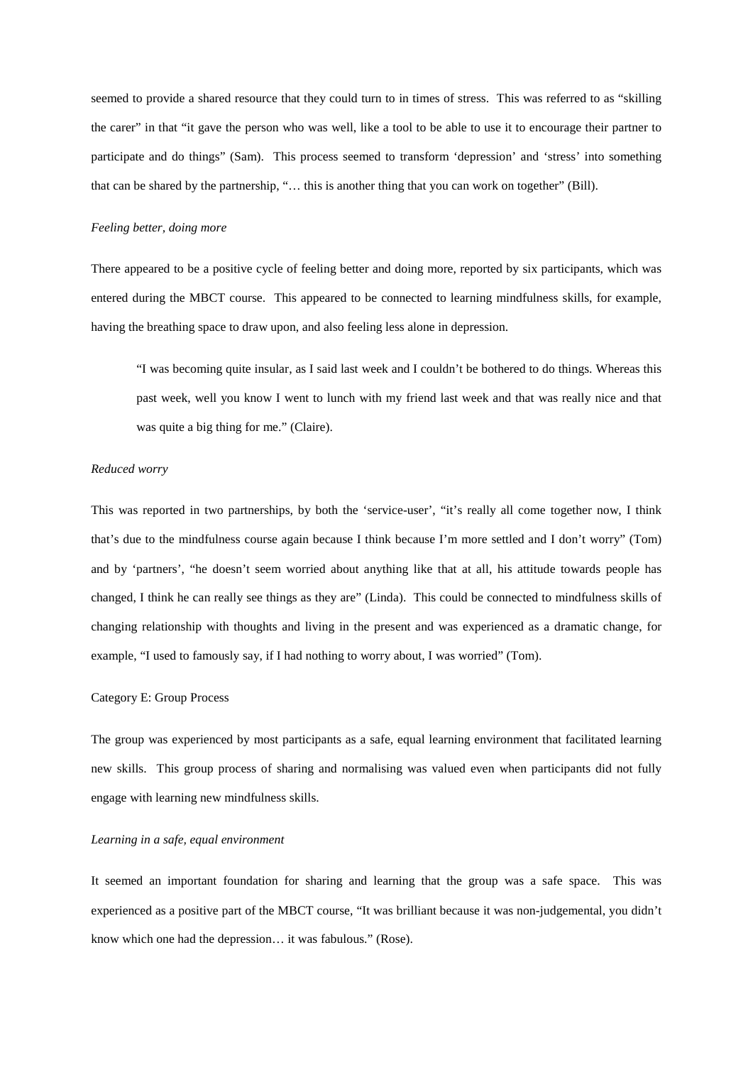seemed to provide a shared resource that they could turn to in times of stress. This was referred to as "skilling the carer" in that "it gave the person who was well, like a tool to be able to use it to encourage their partner to participate and do things" (Sam). This process seemed to transform 'depression' and 'stress' into something that can be shared by the partnership, "… this is another thing that you can work on together" (Bill).

*Feeling better, doing more*

There appeared to be a positive cycle of feeling better and doing more, reported by six participants, which was entered during the MBCT course. This appeared to be connected to learning mindfulness skills, for example, having the breathing space to draw upon, and also feeling less alone in depression.

> "I was becoming quite insular, as I said last week and I couldn't be bothered to do things. Whereas this past week, well you know I went to lunch with my friend last week and that was really nice and that was quite a big thing for me." (Claire).

*Reduced worry*

This was reported in two partnerships, by both the 'service-user', "it's really all come together now, I think that's due to the mindfulness course again because I think because I'm more settled and I don't worry" (Tom) and by 'partners', "he doesn't seem worried about anything like that at all, his attitude towards people has changed, I think he can really see things as they are" (Linda). This could be connected to mindfulness skills of changing relationship with thoughts and living in the present and was experienced as a dramatic change, for example, "I used to famously say, if I had nothing to worry about, I was worried" (Tom).

Category E: Group Process

The group was experienced by most participants as a safe, equal learning environment that facilitated learning new skills. This group process of sharing and normalising was valued even when participants did not fully engage with learning new mindfulness skills.

*Learning in a safe, equal environment*

It seemed an important foundation for sharing and learning that the group was a safe space. This was experienced as a positive part of the MBCT course, "It was brilliant because it was non-judgemental, you didn't know which one had the depression… it was fabulous." (Rose).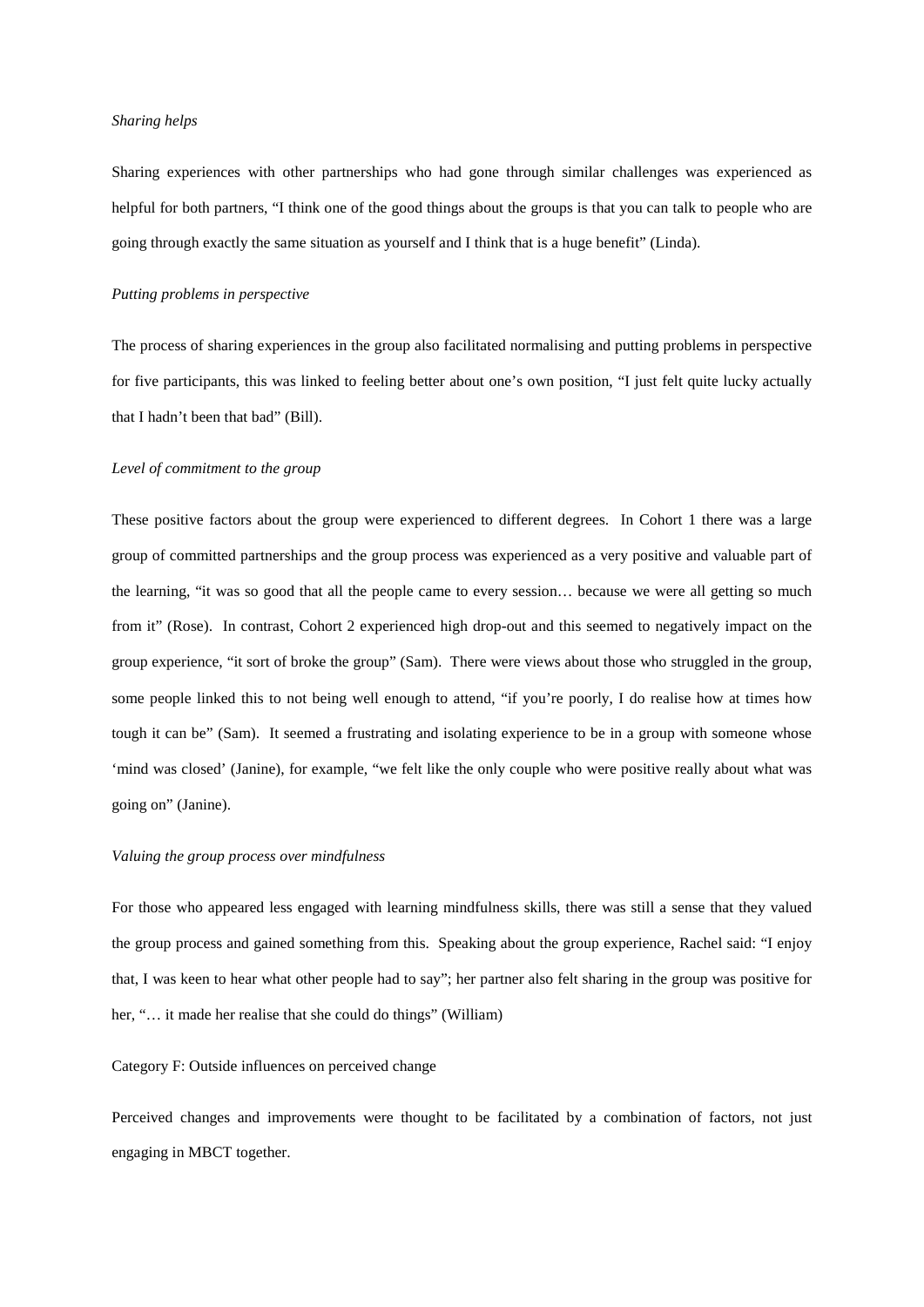*Sharing helps*

Sharing experiences with other partnerships who had gone through similar challenges was experienced as helpful for both partners, "I think one of the good things about the groups is that you can talk to people who are going through exactly the same situation as yourself and I think that is a huge benefit" (Linda).

*Putting problems in perspective*

The process of sharing experiences in the group also facilitated normalising and putting problems in perspective for five participants, this was linked to feeling better about one's own position, "I just felt quite lucky actually that I hadn't been that bad" (Bill).

*Level of commitment to the group*

These positive factors about the group were experienced to different degrees. In Cohort 1 there was a large group of committed partnerships and the group process was experienced as a very positive and valuable part of the learning, "it was so good that all the people came to every session… because we were all getting so much from it" (Rose). In contrast, Cohort 2 experienced high drop-out and this seemed to negatively impact on the group experience, "it sort of broke the group" (Sam). There were views about those who struggled in the group, some people linked this to not being well enough to attend, "if you're poorly, I do realise how at times how tough it can be" (Sam). It seemed a frustrating and isolating experience to be in a group with someone whose 'mind was closed' (Janine), for example, "we felt like the only couple who were positive really about what was going on" (Janine).

*Valuing the group process over mindfulness*

For those who appeared less engaged with learning mindfulness skills, there was still a sense that they valued the group process and gained something from this. Speaking about the group experience, Rachel said: "I enjoy that, I was keen to hear what other people had to say"; her partner also felt sharing in the group was positive for her, "… it made her realise that she could do things" (William)

Category F: Outside influences on perceived change

Perceived changes and improvements were thought to be facilitated by a combination of factors, not just engaging in MBCT together.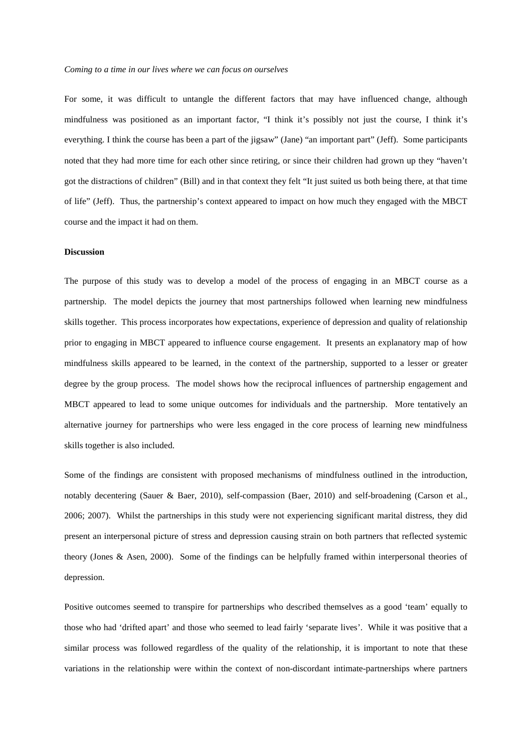*Coming to a time in our lives where we can focus on ourselves*

For some, it was difficult to untangle the different factors that may have influenced change, although mindfulness was positioned as an important factor, "I think it's possibly not just the course, I think it's everything. I think the course has been a part of the jigsaw" (Jane) "an important part" (Jeff). Some participants noted that they had more time for each other since retiring, or since their children had grown up they "haven't got the distractions of children" (Bill) and in that context they felt "It just suited us both being there, at that time of life" (Jeff). Thus, the partnership's context appeared to impact on how much they engaged with the MBCT course and the impact it had on them.

**Discussion**

The purpose of this study was to develop a model of the process of engaging in an MBCT course as a partnership. The model depicts the journey that most partnerships followed when learning new mindfulness skills together. This process incorporates how expectations, experience of depression and quality of relationship prior to engaging in MBCT appeared to influence course engagement. It presents an explanatory map of how mindfulness skills appeared to be learned, in the context of the partnership, supported to a lesser or greater degree by the group process. The model shows how the reciprocal influences of partnership engagement and MBCT appeared to lead to some unique outcomes for individuals and the partnership. More tentatively an alternative journey for partnerships who were less engaged in the core process of learning new mindfulness skills together is also included.

Some of the findings are consistent with proposed mechanisms of mindfulness outlined in the introduction, notably decentering (Sauer & Baer, 2010), self-compassion (Baer, 2010) and self-broadening (Carson et al., 2006; 2007). Whilst the partnerships in this study were not experiencing significant marital distress, they did present an interpersonal picture of stress and depression causing strain on both partners that reflected systemic theory (Jones & Asen, 2000). Some of the findings can be helpfully framed within interpersonal theories of depression.

Positive outcomes seemed to transpire for partnerships who described themselves as a good 'team' equally to those who had 'drifted apart' and those who seemed to lead fairly 'separate lives'. While it was positive that a similar process was followed regardless of the quality of the relationship, it is important to note that these variations in the relationship were within the context of non-discordant intimate-partnerships where partners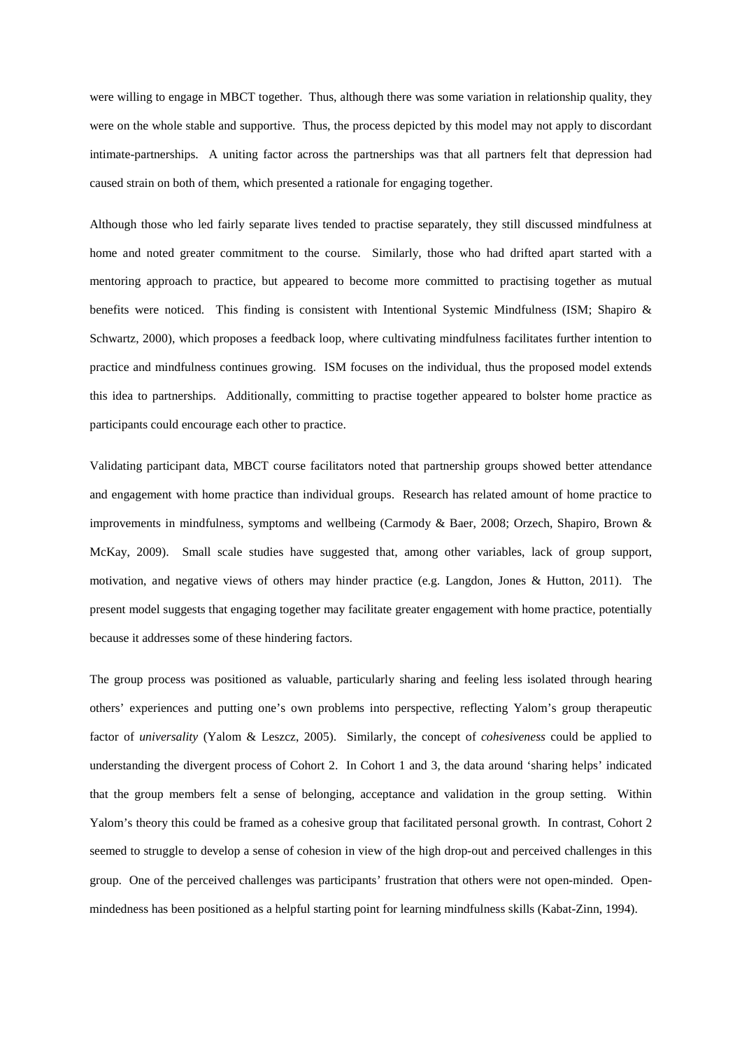were willing to engage in MBCT together. Thus, although there was some variation in relationship quality, they were on the whole stable and supportive. Thus, the process depicted by this model may not apply to discordant intimate-partnerships. A uniting factor across the partnerships was that all partners felt that depression had caused strain on both of them, which presented a rationale for engaging together.

Although those who led fairly separate lives tended to practise separately, they still discussed mindfulness at home and noted greater commitment to the course. Similarly, those who had drifted apart started with a mentoring approach to practice, but appeared to become more committed to practising together as mutual benefits were noticed. This finding is consistent with Intentional Systemic Mindfulness (ISM; Shapiro & Schwartz, 2000), which proposes a feedback loop, where cultivating mindfulness facilitates further intention to practice and mindfulness continues growing. ISM focuses on the individual, thus the proposed model extends this idea to partnerships. Additionally, committing to practise together appeared to bolster home practice as participants could encourage each other to practice.

Validating participant data, MBCT course facilitators noted that partnership groups showed better attendance and engagement with home practice than individual groups. Research has related amount of home practice to improvements in mindfulness, symptoms and wellbeing (Carmody & Baer, 2008; Orzech, Shapiro, Brown & McKay, 2009). Small scale studies have suggested that, among other variables, lack of group support, motivation, and negative views of others may hinder practice (e.g. Langdon, Jones & Hutton, 2011). The present model suggests that engaging together may facilitate greater engagement with home practice, potentially because it addresses some of these hindering factors.

The group process was positioned as valuable, particularly sharing and feeling less isolated through hearing others' experiences and putting one's own problems into perspective, reflecting Yalom's group therapeutic factor of *universality* (Yalom & Leszcz, 2005). Similarly, the concept of *cohesiveness* could be applied to understanding the divergent process of Cohort 2. In Cohort 1 and 3, the data around 'sharing helps' indicated that the group members felt a sense of belonging, acceptance and validation in the group setting. Within Yalom's theory this could be framed as a cohesive group that facilitated personal growth. In contrast, Cohort 2 seemed to struggle to develop a sense of cohesion in view of the high drop-out and perceived challenges in this group. One of the perceived challenges was participants' frustration that others were not open-minded. Open-mindedness has been positioned as a helpful starting point for learning mindfulness skills (Kabat-Zinn, 1994).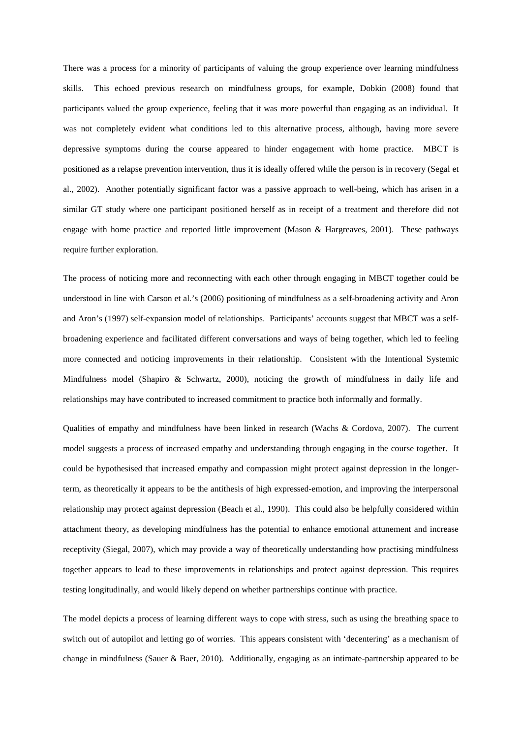There was a process for a minority of participants of valuing the group experience over learning mindfulness skills. This echoed previous research on mindfulness groups, for example, Dobkin (2008) found that participants valued the group experience, feeling that it was more powerful than engaging as an individual. It was not completely evident what conditions led to this alternative process, although, having more severe depressive symptoms during the course appeared to hinder engagement with home practice. MBCT is positioned as a relapse prevention intervention, thus it is ideally offered while the person is in recovery (Segal et al., 2002). Another potentially significant factor was a passive approach to well-being, which has arisen in a similar GT study where one participant positioned herself as in receipt of a treatment and therefore did not engage with home practice and reported little improvement (Mason & Hargreaves, 2001). These pathways require further exploration.

The process of noticing more and reconnecting with each other through engaging in MBCT together could be understood in line with Carson et al.'s (2006) positioning of mindfulness as a self-broadening activity and Aron and Aron's (1997) self-expansion model of relationships. Participants' accounts suggest that MBCT was a self-broadening experience and facilitated different conversations and ways of being together, which led to feeling more connected and noticing improvements in their relationship. Consistent with the Intentional Systemic Mindfulness model (Shapiro & Schwartz, 2000), noticing the growth of mindfulness in daily life and relationships may have contributed to increased commitment to practice both informally and formally.

Qualities of empathy and mindfulness have been linked in research (Wachs & Cordova, 2007). The current model suggests a process of increased empathy and understanding through engaging in the course together. It could be hypothesised that increased empathy and compassion might protect against depression in the longer-term, as theoretically it appears to be the antithesis of high expressed-emotion, and improving the interpersonal relationship may protect against depression (Beach et al., 1990). This could also be helpfully considered within attachment theory, as developing mindfulness has the potential to enhance emotional attunement and increase receptivity (Siegal, 2007), which may provide a way of theoretically understanding how practising mindfulness together appears to lead to these improvements in relationships and protect against depression. This requires testing longitudinally, and would likely depend on whether partnerships continue with practice.

The model depicts a process of learning different ways to cope with stress, such as using the breathing space to switch out of autopilot and letting go of worries. This appears consistent with 'decentering' as a mechanism of change in mindfulness (Sauer & Baer, 2010). Additionally, engaging as an intimate-partnership appeared to be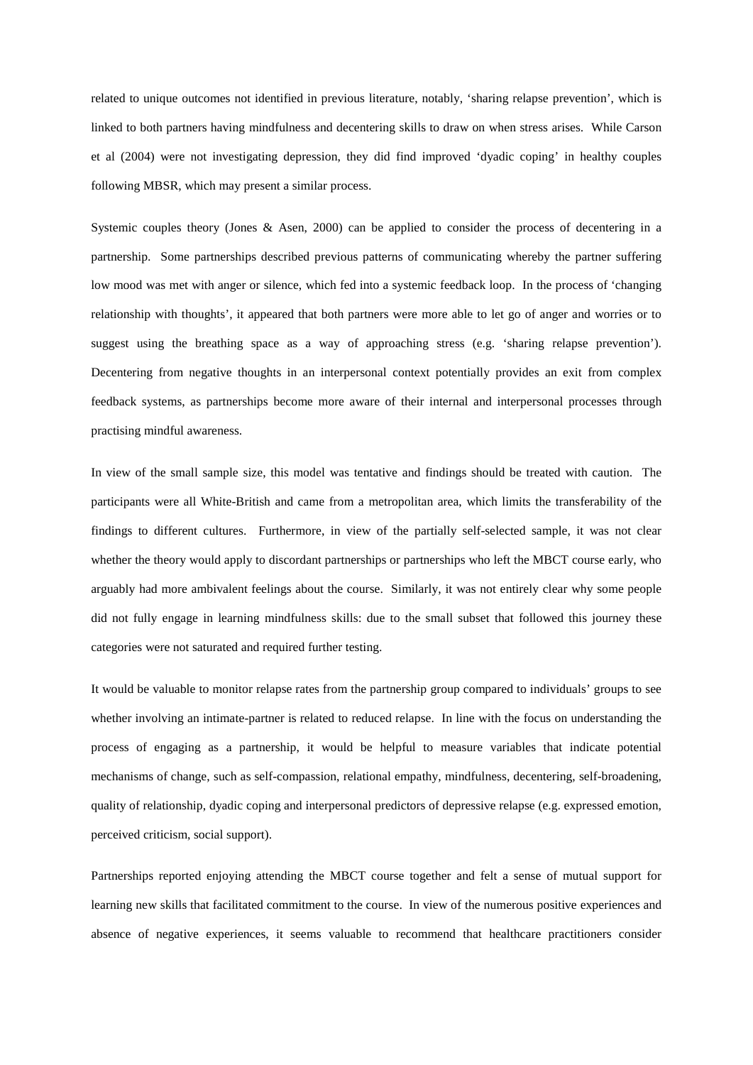related to unique outcomes not identified in previous literature, notably, 'sharing relapse prevention', which is linked to both partners having mindfulness and decentering skills to draw on when stress arises. While Carson et al (2004) were not investigating depression, they did find improved 'dyadic coping' in healthy couples following MBSR, which may present a similar process.

Systemic couples theory (Jones & Asen, 2000) can be applied to consider the process of decentering in a partnership. Some partnerships described previous patterns of communicating whereby the partner suffering low mood was met with anger or silence, which fed into a systemic feedback loop. In the process of 'changing relationship with thoughts', it appeared that both partners were more able to let go of anger and worries or to suggest using the breathing space as a way of approaching stress (e.g. 'sharing relapse prevention'). Decentering from negative thoughts in an interpersonal context potentially provides an exit from complex feedback systems, as partnerships become more aware of their internal and interpersonal processes through practising mindful awareness.

In view of the small sample size, this model was tentative and findings should be treated with caution. The participants were all White-British and came from a metropolitan area, which limits the transferability of the findings to different cultures. Furthermore, in view of the partially self-selected sample, it was not clear whether the theory would apply to discordant partnerships or partnerships who left the MBCT course early, who arguably had more ambivalent feelings about the course. Similarly, it was not entirely clear why some people did not fully engage in learning mindfulness skills: due to the small subset that followed this journey these categories were not saturated and required further testing.

It would be valuable to monitor relapse rates from the partnership group compared to individuals' groups to see whether involving an intimate-partner is related to reduced relapse. In line with the focus on understanding the process of engaging as a partnership, it would be helpful to measure variables that indicate potential mechanisms of change, such as self-compassion, relational empathy, mindfulness, decentering, self-broadening, quality of relationship, dyadic coping and interpersonal predictors of depressive relapse (e.g. expressed emotion, perceived criticism, social support).

Partnerships reported enjoying attending the MBCT course together and felt a sense of mutual support for learning new skills that facilitated commitment to the course. In view of the numerous positive experiences and absence of negative experiences, it seems valuable to recommend that healthcare practitioners consider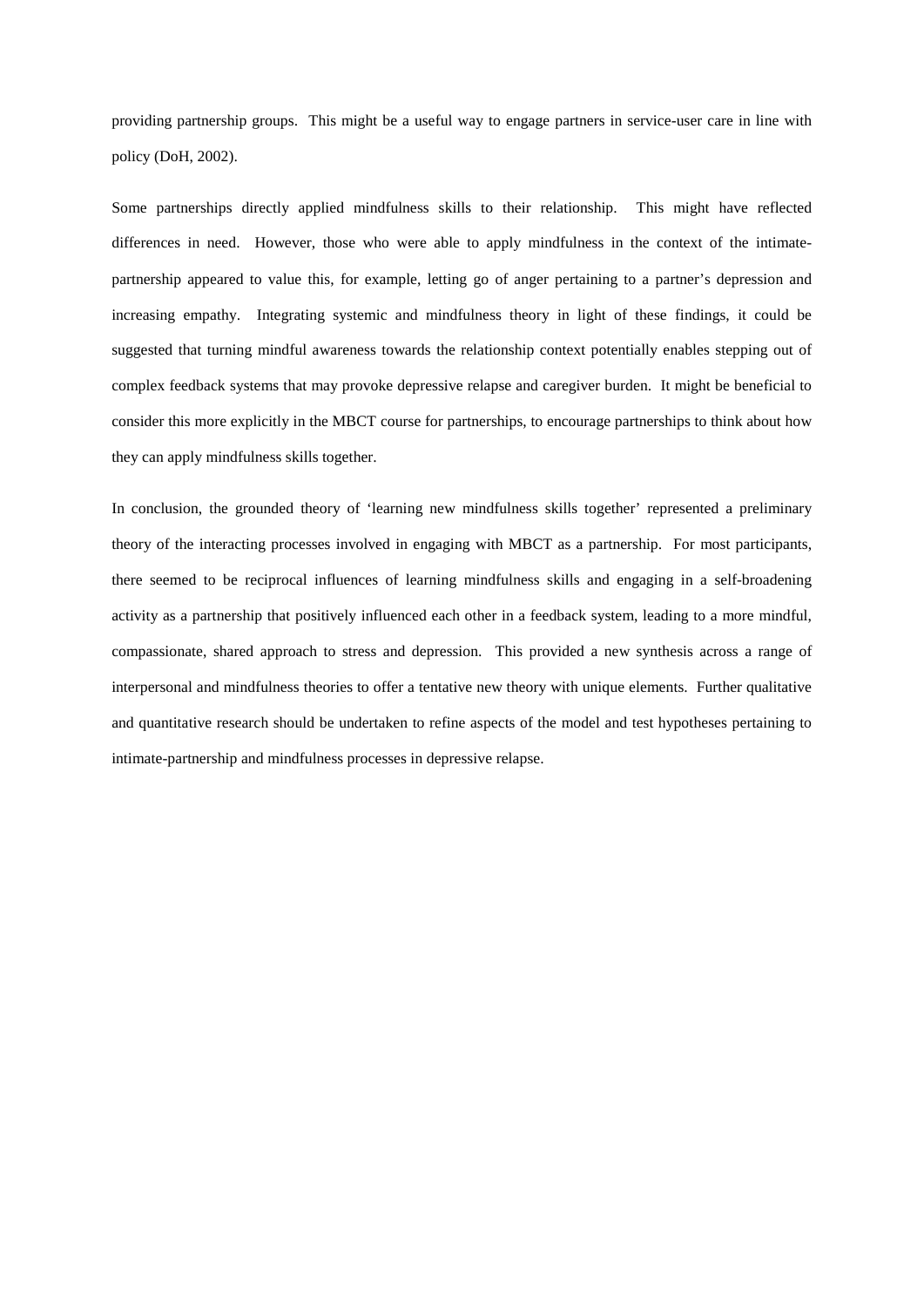providing partnership groups. This might be a useful way to engage partners in service-user care in line with policy (DoH, 2002).

Some partnerships directly applied mindfulness skills to their relationship. This might have reflected differences in need. However, those who were able to apply mindfulness in the context of the intimate-partnership appeared to value this, for example, letting go of anger pertaining to a partner's depression and increasing empathy. Integrating systemic and mindfulness theory in light of these findings, it could be suggested that turning mindful awareness towards the relationship context potentially enables stepping out of complex feedback systems that may provoke depressive relapse and caregiver burden. It might be beneficial to consider this more explicitly in the MBCT course for partnerships, to encourage partnerships to think about how they can apply mindfulness skills together.

In conclusion, the grounded theory of 'learning new mindfulness skills together' represented a preliminary theory of the interacting processes involved in engaging with MBCT as a partnership. For most participants, there seemed to be reciprocal influences of learning mindfulness skills and engaging in a self-broadening activity as a partnership that positively influenced each other in a feedback system, leading to a more mindful, compassionate, shared approach to stress and depression. This provided a new synthesis across a range of interpersonal and mindfulness theories to offer a tentative new theory with unique elements. Further qualitative and quantitative research should be undertaken to refine aspects of the model and test hypotheses pertaining to intimate-partnership and mindfulness processes in depressive relapse.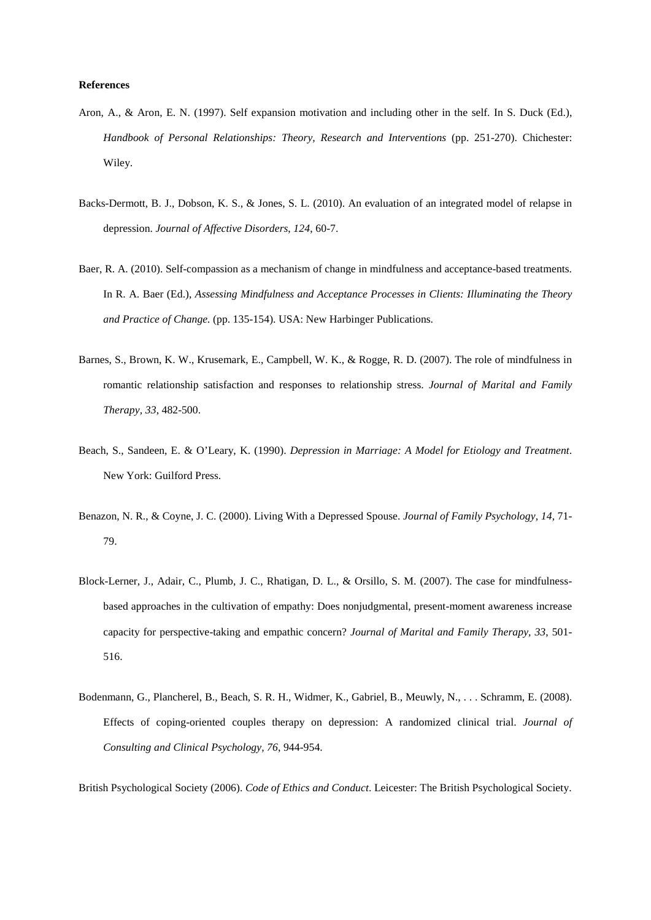**References**

Aron, A., & Aron, E. N. (1997). Self expansion motivation and including other in the self. In S. Duck (Ed.), *Handbook of Personal Relationships: Theory, Research and Interventions* (pp. 251-270). Chichester: Wiley.

Backs-Dermott, B. J., Dobson, K. S., & Jones, S. L. (2010). An evaluation of an integrated model of relapse in depression. *Journal of Affective Disorders, 124*, 60-7.

Baer, R. A. (2010). Self-compassion as a mechanism of change in mindfulness and acceptance-based treatments. In R. A. Baer (Ed.), *Assessing Mindfulness and Acceptance Processes in Clients: Illuminating the Theory and Practice of Change.* (pp. 135-154). USA: New Harbinger Publications.

Barnes, S., Brown, K. W., Krusemark, E., Campbell, W. K., & Rogge, R. D. (2007). The role of mindfulness in romantic relationship satisfaction and responses to relationship stress. *Journal of Marital and Family Therapy, 33*, 482-500.

Beach, S., Sandeen, E. & O'Leary, K. (1990). *Depression in Marriage: A Model for Etiology and Treatment*. New York: Guilford Press.

Benazon, N. R., & Coyne, J. C. (2000). Living With a Depressed Spouse. *Journal of Family Psychology, 14*, 71-79.

Block-Lerner, J., Adair, C., Plumb, J. C., Rhatigan, D. L., & Orsillo, S. M. (2007). The case for mindfulness-based approaches in the cultivation of empathy: Does nonjudgmental, present-moment awareness increase capacity for perspective-taking and empathic concern? *Journal of Marital and Family Therapy, 33*, 501-516.

Bodenmann, G., Plancherel, B., Beach, S. R. H., Widmer, K., Gabriel, B., Meuwly, N., . . . Schramm, E. (2008). Effects of coping-oriented couples therapy on depression: A randomized clinical trial. *Journal of Consulting and Clinical Psychology, 76*, 944-954.

British Psychological Society (2006). *Code of Ethics and Conduct*. Leicester: The British Psychological Society.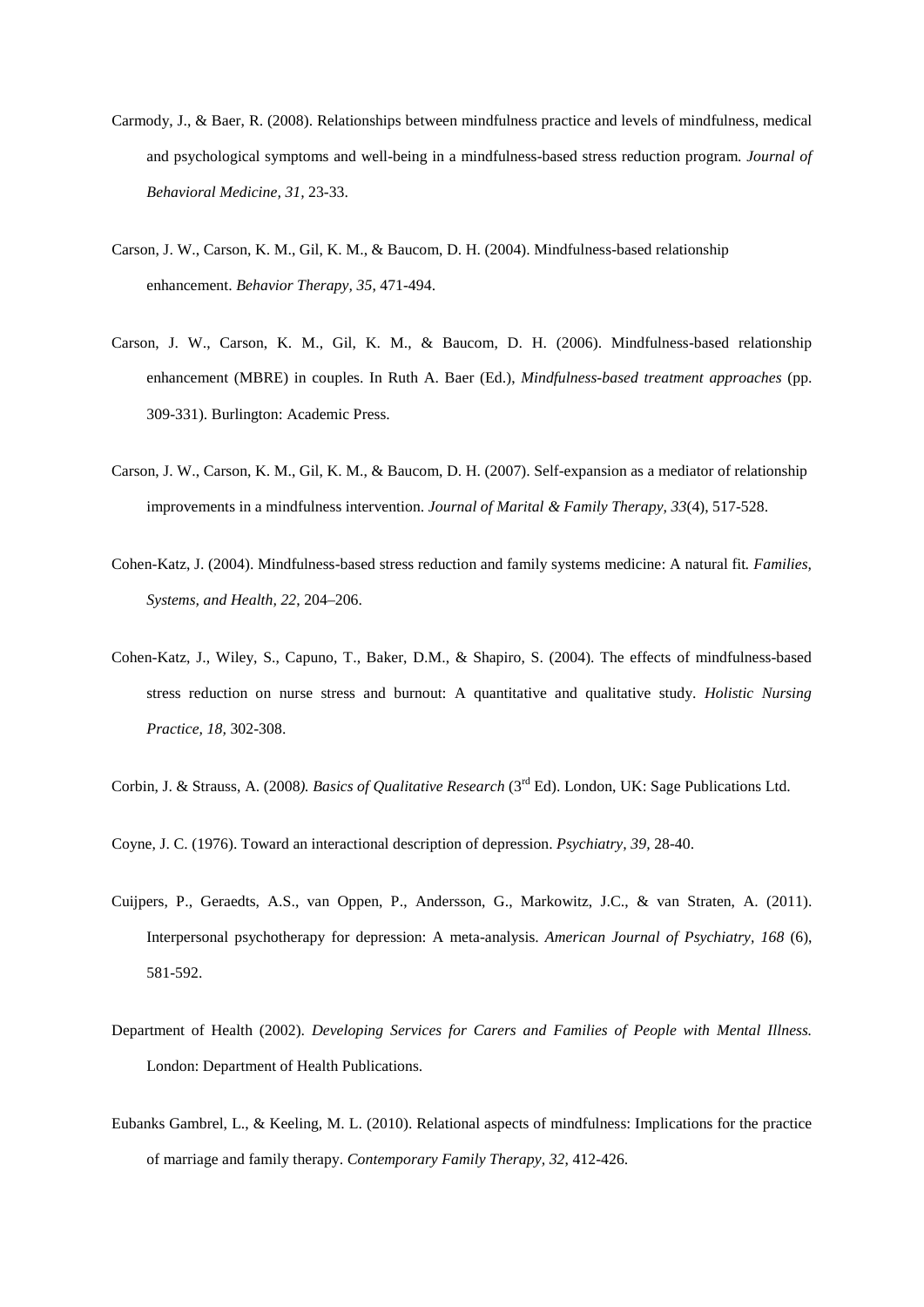Carmody, J., & Baer, R. (2008). Relationships between mindfulness practice and levels of mindfulness, medical and psychological symptoms and well-being in a mindfulness-based stress reduction program. *Journal of Behavioral Medicine, 31*, 23-33.

Carson, J. W., Carson, K. M., Gil, K. M., & Baucom, D. H. (2004). Mindfulness-based relationship enhancement. *Behavior Therapy, 35*, 471-494.

Carson, J. W., Carson, K. M., Gil, K. M., & Baucom, D. H. (2006). Mindfulness-based relationship enhancement (MBRE) in couples. In Ruth A. Baer (Ed.), *Mindfulness-based treatment approaches* (pp. 309-331). Burlington: Academic Press.

Carson, J. W., Carson, K. M., Gil, K. M., & Baucom, D. H. (2007). Self-expansion as a mediator of relationship improvements in a mindfulness intervention. *Journal of Marital & Family Therapy, 33*(4), 517-528.

Cohen-Katz, J. (2004). Mindfulness-based stress reduction and family systems medicine: A natural fit. *Families, Systems, and Health, 22*, 204–206.

Cohen-Katz, J., Wiley, S., Capuno, T., Baker, D.M., & Shapiro, S. (2004). The effects of mindfulness-based stress reduction on nurse stress and burnout: A quantitative and qualitative study. *Holistic Nursing Practice, 18*, 302-308.

Corbin, J. & Strauss, A. (2008*). Basics of Qualitative Research* (3rd Ed). London, UK: Sage Publications Ltd.

Coyne, J. C. (1976). Toward an interactional description of depression. *Psychiatry, 39*, 28-40.

Cuijpers, P., Geraedts, A.S., van Oppen, P., Andersson, G., Markowitz, J.C., & van Straten, A. (2011). Interpersonal psychotherapy for depression: A meta-analysis. *American Journal of Psychiatry, 168* (6), 581-592.

Department of Health (2002). *Developing Services for Carers and Families of People with Mental Illness.* London: Department of Health Publications.

Eubanks Gambrel, L., & Keeling, M. L. (2010). Relational aspects of mindfulness: Implications for the practice of marriage and family therapy. *Contemporary Family Therapy, 32*, 412-426.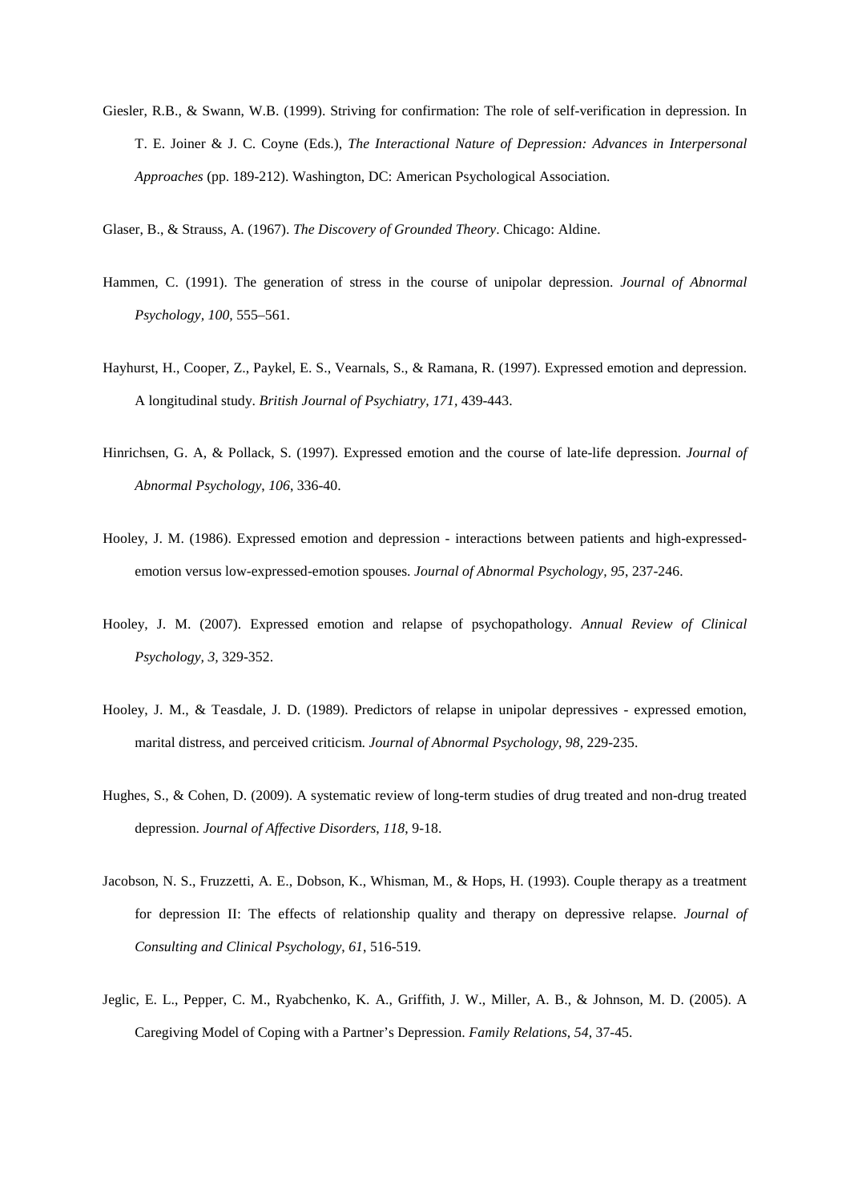Giesler, R.B., & Swann, W.B. (1999). Striving for confirmation: The role of self-verification in depression. In T. E. Joiner & J. C. Coyne (Eds.), *The Interactional Nature of Depression: Advances in Interpersonal Approaches* (pp. 189-212). Washington, DC: American Psychological Association.

Glaser, B., & Strauss, A. (1967). *The Discovery of Grounded Theory*. Chicago: Aldine.

Hammen, C. (1991). The generation of stress in the course of unipolar depression. *Journal of Abnormal Psychology, 100,* 555–561.

Hayhurst, H., Cooper, Z., Paykel, E. S., Vearnals, S., & Ramana, R. (1997). Expressed emotion and depression. A longitudinal study. *British Journal of Psychiatry, 171,* 439-443.

Hinrichsen, G. A, & Pollack, S. (1997). Expressed emotion and the course of late-life depression. *Journal of Abnormal Psychology*, *106*, 336-40.

Hooley, J. M. (1986). Expressed emotion and depression - interactions between patients and high-expressed-emotion versus low-expressed-emotion spouses. *Journal of Abnormal Psychology, 95*, 237-246.

Hooley, J. M. (2007). Expressed emotion and relapse of psychopathology. *Annual Review of Clinical Psychology, 3*, 329-352.

Hooley, J. M., & Teasdale, J. D. (1989). Predictors of relapse in unipolar depressives - expressed emotion, marital distress, and perceived criticism. *Journal of Abnormal Psychology, 98*, 229-235.

Hughes, S., & Cohen, D. (2009). A systematic review of long-term studies of drug treated and non-drug treated depression. *Journal of Affective Disorders, 118*, 9-18.

Jacobson, N. S., Fruzzetti, A. E., Dobson, K., Whisman, M., & Hops, H. (1993). Couple therapy as a treatment for depression II: The effects of relationship quality and therapy on depressive relapse. *Journal of Consulting and Clinical Psychology, 61*, 516-519.

Jeglic, E. L., Pepper, C. M., Ryabchenko, K. A., Griffith, J. W., Miller, A. B., & Johnson, M. D. (2005). A Caregiving Model of Coping with a Partner's Depression. *Family Relations, 54*, 37-45.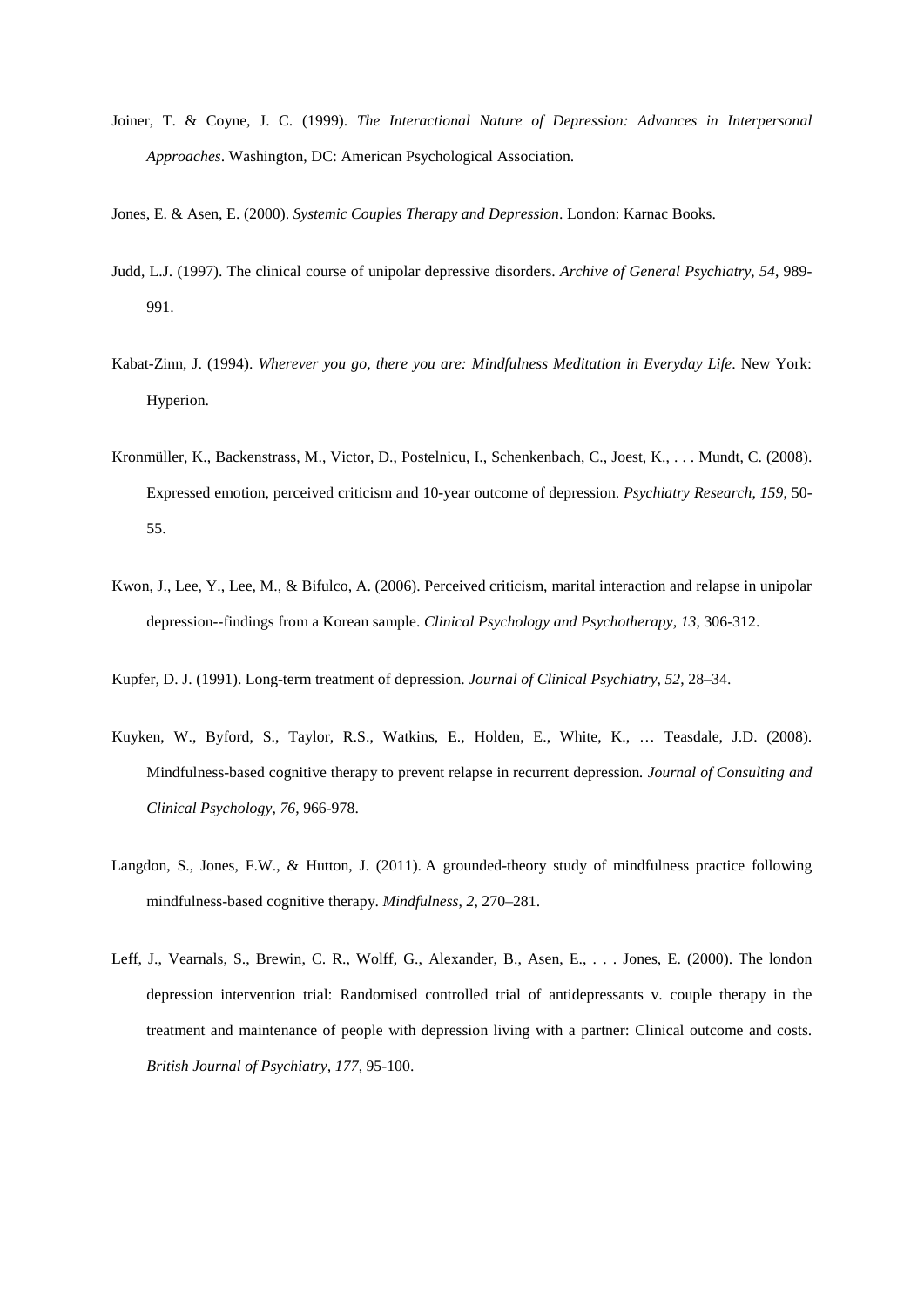Joiner, T. & Coyne, J. C. (1999). *The Interactional Nature of Depression: Advances in Interpersonal Approaches*. Washington, DC: American Psychological Association.

Jones, E. & Asen, E. (2000). *Systemic Couples Therapy and Depression*. London: Karnac Books.

Judd, L.J. (1997). The clinical course of unipolar depressive disorders. *Archive of General Psychiatry, 54*, 989-991.

Kabat-Zinn, J. (1994). *Wherever you go, there you are: Mindfulness Meditation in Everyday Life*. New York: Hyperion.

Kronmüller, K., Backenstrass, M., Victor, D., Postelnicu, I., Schenkenbach, C., Joest, K., . . . Mundt, C. (2008). Expressed emotion, perceived criticism and 10-year outcome of depression. *Psychiatry Research, 159*, 50-55.

Kwon, J., Lee, Y., Lee, M., & Bifulco, A. (2006). Perceived criticism, marital interaction and relapse in unipolar depression--findings from a Korean sample. *Clinical Psychology and Psychotherapy, 13*, 306-312.

Kupfer, D. J. (1991). Long-term treatment of depression. *Journal of Clinical Psychiatry, 52*, 28–34.

Kuyken, W., Byford, S., Taylor, R.S., Watkins, E., Holden, E., White, K., … Teasdale, J.D. (2008). Mindfulness-based cognitive therapy to prevent relapse in recurrent depression. *Journal of Consulting and Clinical Psychology, 76*, 966-978.

Langdon, S., Jones, F.W., & Hutton, J. (2011). A grounded-theory study of mindfulness practice following mindfulness-based cognitive therapy. *Mindfulness, 2,* 270–281.

Leff, J., Vearnals, S., Brewin, C. R., Wolff, G., Alexander, B., Asen, E., . . . Jones, E. (2000). The london depression intervention trial: Randomised controlled trial of antidepressants v. couple therapy in the treatment and maintenance of people with depression living with a partner: Clinical outcome and costs. *British Journal of Psychiatry, 177*, 95-100.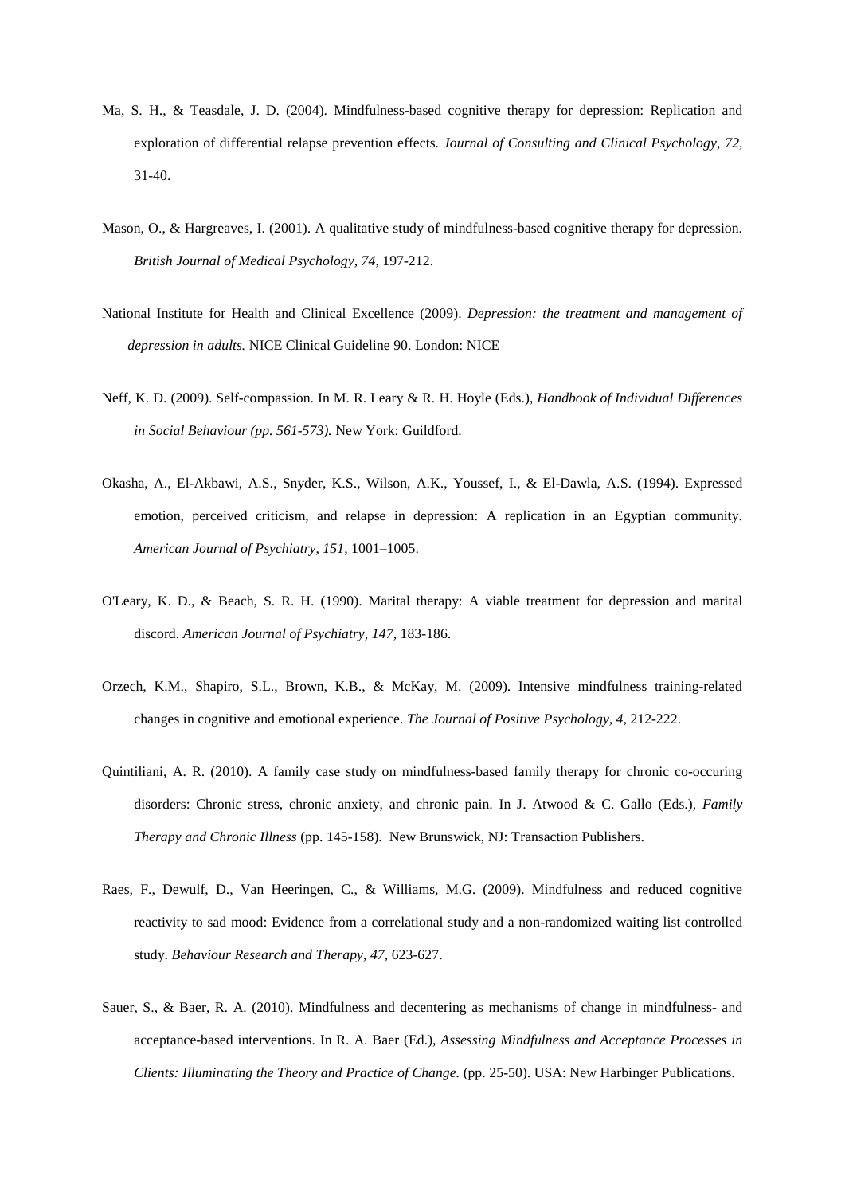Ma, S. H., & Teasdale, J. D. (2004). Mindfulness-based cognitive therapy for depression: Replication and exploration of differential relapse prevention effects. *Journal of Consulting and Clinical Psychology*, *72*, 31-40.

Mason, O., & Hargreaves, I. (2001). A qualitative study of mindfulness-based cognitive therapy for depression. *British Journal of Medical Psychology*, *74*, 197-212.

National Institute for Health and Clinical Excellence (2009). *Depression: the treatment and management of depression in adults.* NICE Clinical Guideline 90. London: NICE

Neff, K. D. (2009). Self-compassion. In M. R. Leary & R. H. Hoyle (Eds.), *Handbook of Individual Differences in Social Behaviour (pp. 561-573).* New York: Guildford.

Okasha, A., El-Akbawi, A.S., Snyder, K.S., Wilson, A.K., Youssef, I., & El-Dawla, A.S. (1994). Expressed emotion, perceived criticism, and relapse in depression: A replication in an Egyptian community. *American Journal of Psychiatry*, *151*, 1001–1005.

O'Leary, K. D., & Beach, S. R. H. (1990). Marital therapy: A viable treatment for depression and marital discord. *American Journal of Psychiatry, 147*, 183-186.

Orzech, K.M., Shapiro, S.L., Brown, K.B., & McKay, M. (2009). Intensive mindfulness training-related changes in cognitive and emotional experience. *The Journal of Positive Psychology, 4*, 212-222.

Quintiliani, A. R. (2010). A family case study on mindfulness-based family therapy for chronic co-occuring disorders: Chronic stress, chronic anxiety, and chronic pain. In J. Atwood & C. Gallo (Eds.), *Family Therapy and Chronic Illness* (pp. 145-158). New Brunswick, NJ: Transaction Publishers.

Raes, F., Dewulf, D., Van Heeringen, C., & Williams, M.G. (2009). Mindfulness and reduced cognitive reactivity to sad mood: Evidence from a correlational study and a non-randomized waiting list controlled study. *Behaviour Research and Therapy, 47,* 623-627.

Sauer, S., & Baer, R. A. (2010). Mindfulness and decentering as mechanisms of change in mindfulness- and acceptance-based interventions. In R. A. Baer (Ed.), *Assessing Mindfulness and Acceptance Processes in Clients: Illuminating the Theory and Practice of Change.* (pp. 25-50). USA: New Harbinger Publications.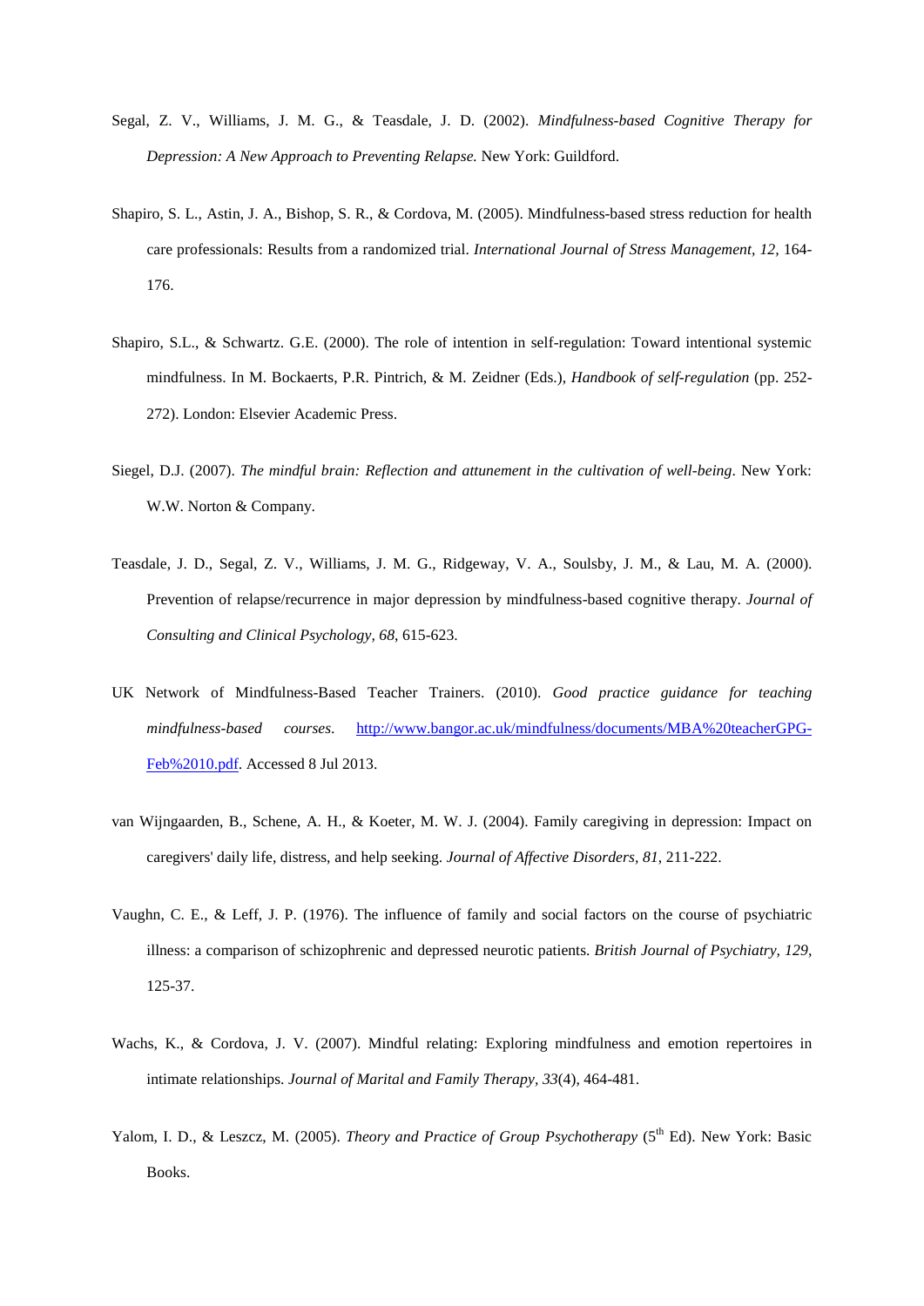Segal, Z. V., Williams, J. M. G., & Teasdale, J. D. (2002). *Mindfulness-based Cognitive Therapy for Depression: A New Approach to Preventing Relapse.* New York: Guildford.

Shapiro, S. L., Astin, J. A., Bishop, S. R., & Cordova, M. (2005). Mindfulness-based stress reduction for health care professionals: Results from a randomized trial. *International Journal of Stress Management, 12*, 164-176.

Shapiro, S.L., & Schwartz. G.E. (2000). The role of intention in self-regulation: Toward intentional systemic mindfulness. In M. Bockaerts, P.R. Pintrich, & M. Zeidner (Eds.), *Handbook of self-regulation* (pp. 252-272). London: Elsevier Academic Press.

Siegel, D.J. (2007). *The mindful brain: Reflection and attunement in the cultivation of well-being*. New York: W.W. Norton & Company.

Teasdale, J. D., Segal, Z. V., Williams, J. M. G., Ridgeway, V. A., Soulsby, J. M., & Lau, M. A. (2000). Prevention of relapse/recurrence in major depression by mindfulness-based cognitive therapy. *Journal of Consulting and Clinical Psychology, 68*, 615-623.

UK Network of Mindfulness-Based Teacher Trainers. (2010). *Good practice guidance for teaching mindfulness-based courses*. http://www.bangor.ac.uk/mindfulness/documents/MBA%20teacherGPG-Feb%2010.pdf. Accessed 8 Jul 2013.

van Wijngaarden, B., Schene, A. H., & Koeter, M. W. J. (2004). Family caregiving in depression: Impact on caregivers' daily life, distress, and help seeking. *Journal of Affective Disorders, 81*, 211-222.

Vaughn, C. E., & Leff, J. P. (1976). The influence of family and social factors on the course of psychiatric illness: a comparison of schizophrenic and depressed neurotic patients. *British Journal of Psychiatry, 129*, 125-37.

Wachs, K., & Cordova, J. V. (2007). Mindful relating: Exploring mindfulness and emotion repertoires in intimate relationships. *Journal of Marital and Family Therapy, 33*(4), 464-481.

Yalom, I. D., & Leszcz, M. (2005). *Theory and Practice of Group Psychotherapy* (5th Ed). New York: Basic Books.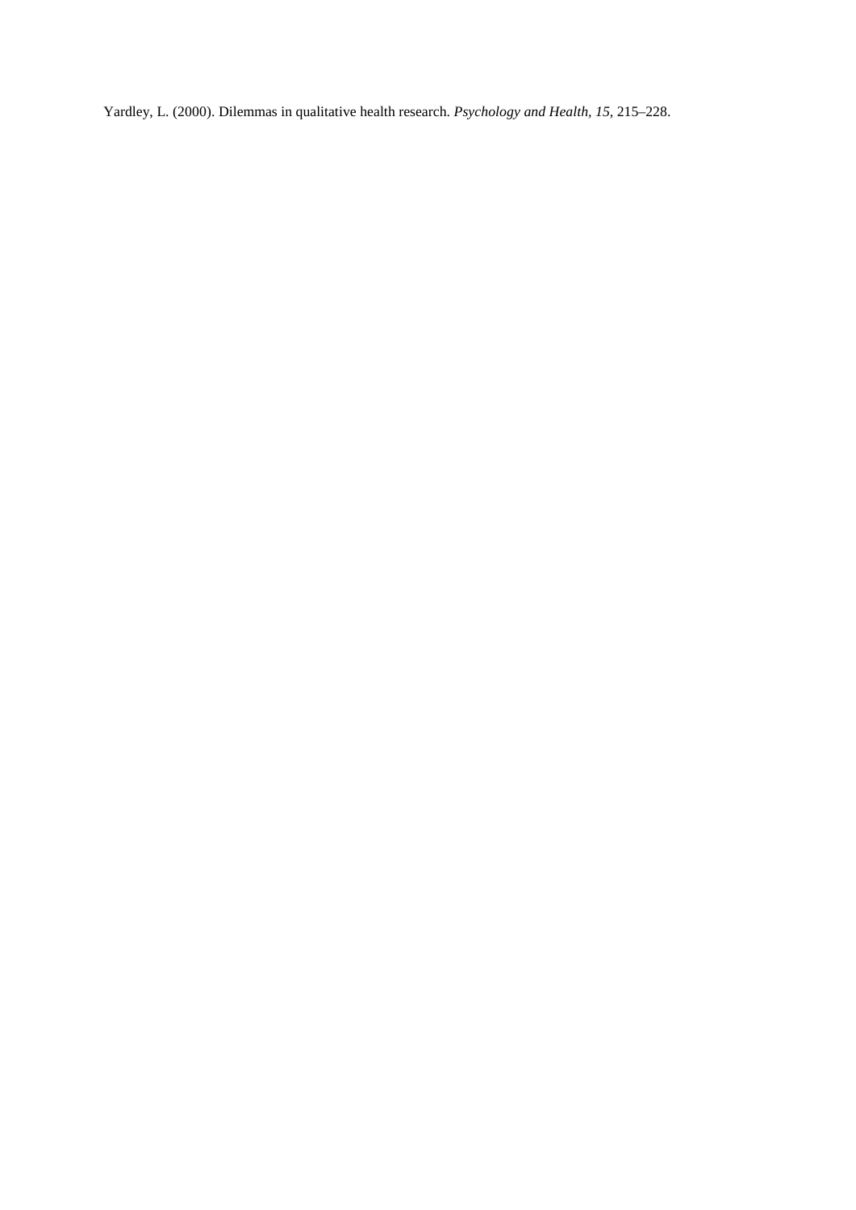Yardley, L. (2000). Dilemmas in qualitative health research. *Psychology and Health, 15*, 215–228.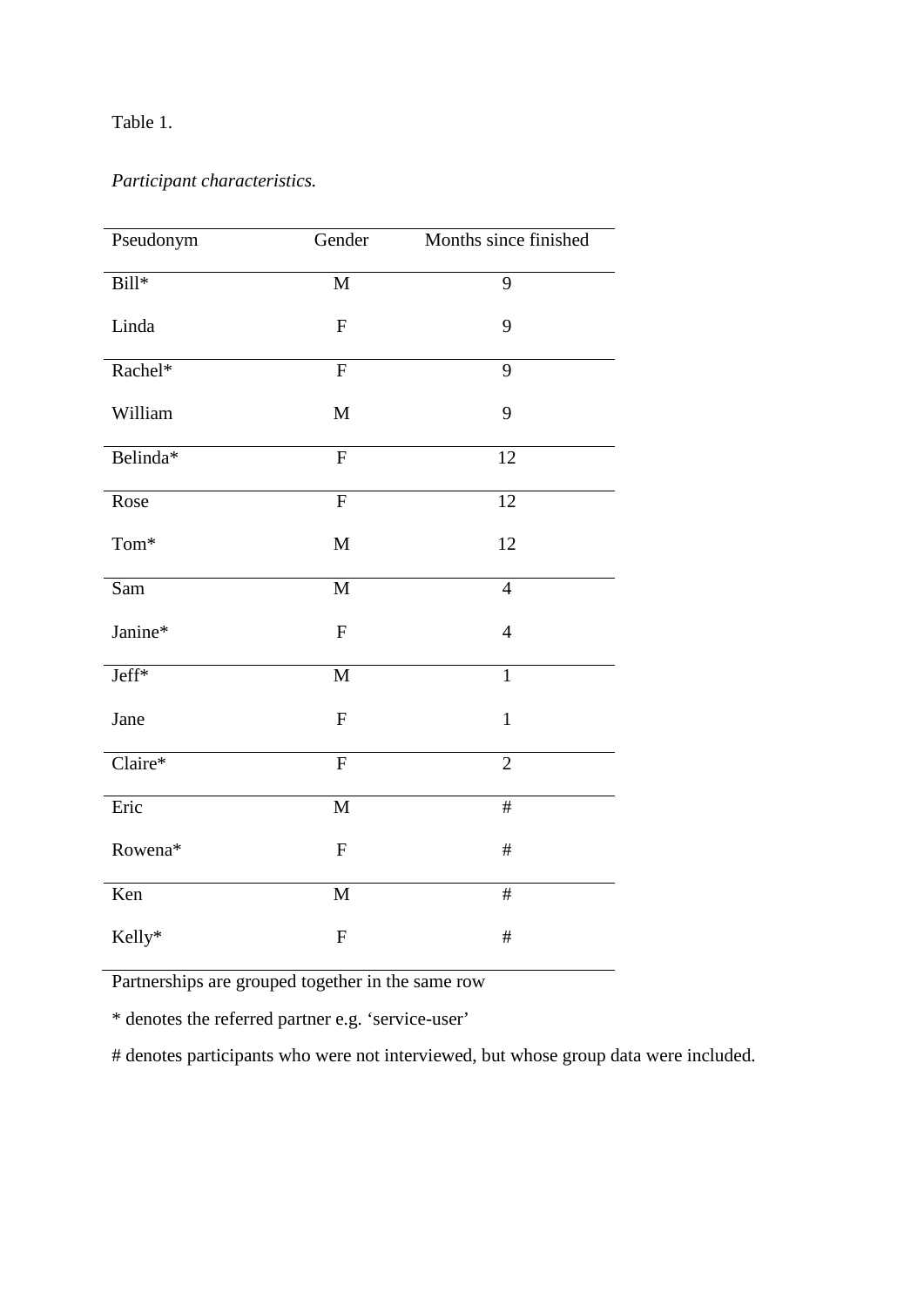Table 1.

*Participant characteristics.*

| Pseudonym | Gender | Months since finished |
|---|---|---|
| Bill* | M | 9 |
| Linda | F | 9 |
| Rachel* | F | 9 |
| William | M | 9 |
| Belinda* | F | 12 |
| Rose | F | 12 |
| Tom* | M | 12 |
| Sam | M | 4 |
| Janine* | F | 4 |
| Jeff* | M | 1 |
| Jane | F | 1 |
| Claire* | F | 2 |
| Eric | M | # |
| Rowena* | F | # |
| Ken | M | # |
| Kelly* | F | # |

Partnerships are grouped together in the same row

* denotes the referred partner e.g. 'service-user'

# denotes participants who were not interviewed, but whose group data were included.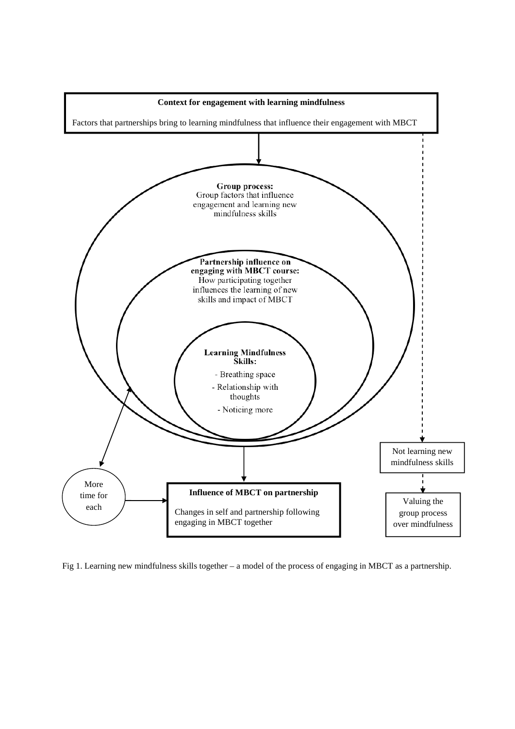**Context for engagement with learning mindfulness**

Factors that partnerships bring to learning mindfulness that influence their engagement with MBCT

**Group process:**
Group factors that influence engagement and learning new mindfulness skills

**Partnership influence on engaging with MBCT course:**
How participating together influences the learning of new skills and impact of MBCT

**Learning Mindfulness Skills:**

- Breathing space
- Relationship with thoughts
- Noticing more

Not learning new mindfulness skills

Valuing the group process over mindfulness

More time for each

**Influence of MBCT on partnership**

Changes in self and partnership following engaging in MBCT together

Fig 1. Learning new mindfulness skills together – a model of the process of engaging in MBCT as a partnership.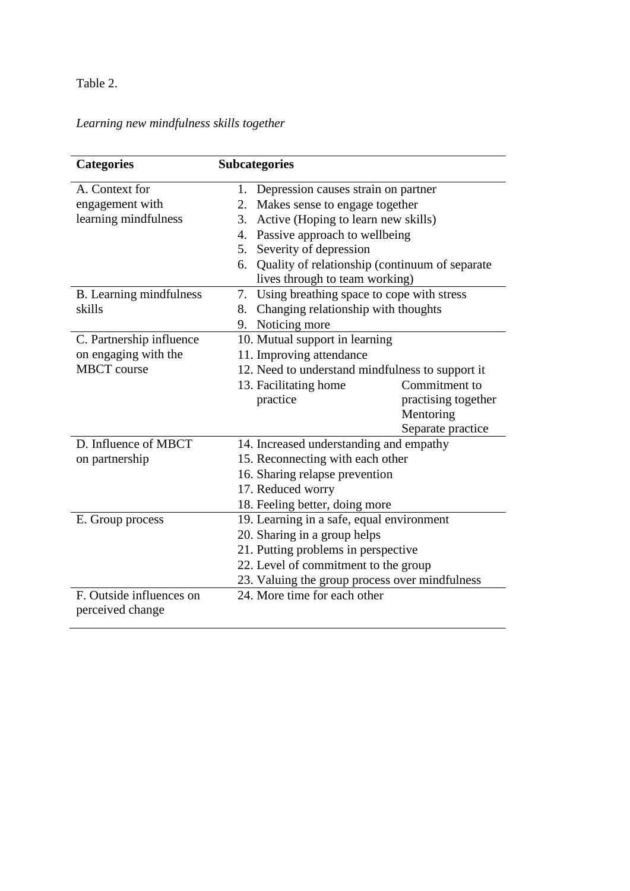Table 2.

*Learning new mindfulness skills together*

| Categories | Subcategories | |
|---|---|---|
| A. Context for engagement with learning mindfulness | 1. Depression causes strain on partner | |
| | 2. Makes sense to engage together | |
| | 3. Active (Hoping to learn new skills) | |
| | 4. Passive approach to wellbeing | |
| | 5. Severity of depression | |
| | 6. Quality of relationship (continuum of separate lives through to team working) | |
| B. Learning mindfulness skills | 7. Using breathing space to cope with stress | |
| | 8. Changing relationship with thoughts | |
| | 9. Noticing more | |
| C. Partnership influence on engaging with the MBCT course | 10. Mutual support in learning | |
| | 11. Improving attendance | |
| | 12. Need to understand mindfulness to support it | |
| | 13. Facilitating home practice | Commitment to practising together |
| | | Mentoring |
| | | Separate practice |
| D. Influence of MBCT on partnership | 14. Increased understanding and empathy | |
| | 15. Reconnecting with each other | |
| | 16. Sharing relapse prevention | |
| | 17. Reduced worry | |
| | 18. Feeling better, doing more | |
| E. Group process | 19. Learning in a safe, equal environment | |
| | 20. Sharing in a group helps | |
| | 21. Putting problems in perspective | |
| | 22. Level of commitment to the group | |
| | 23. Valuing the group process over mindfulness | |
| F. Outside influences on perceived change | 24. More time for each other | |